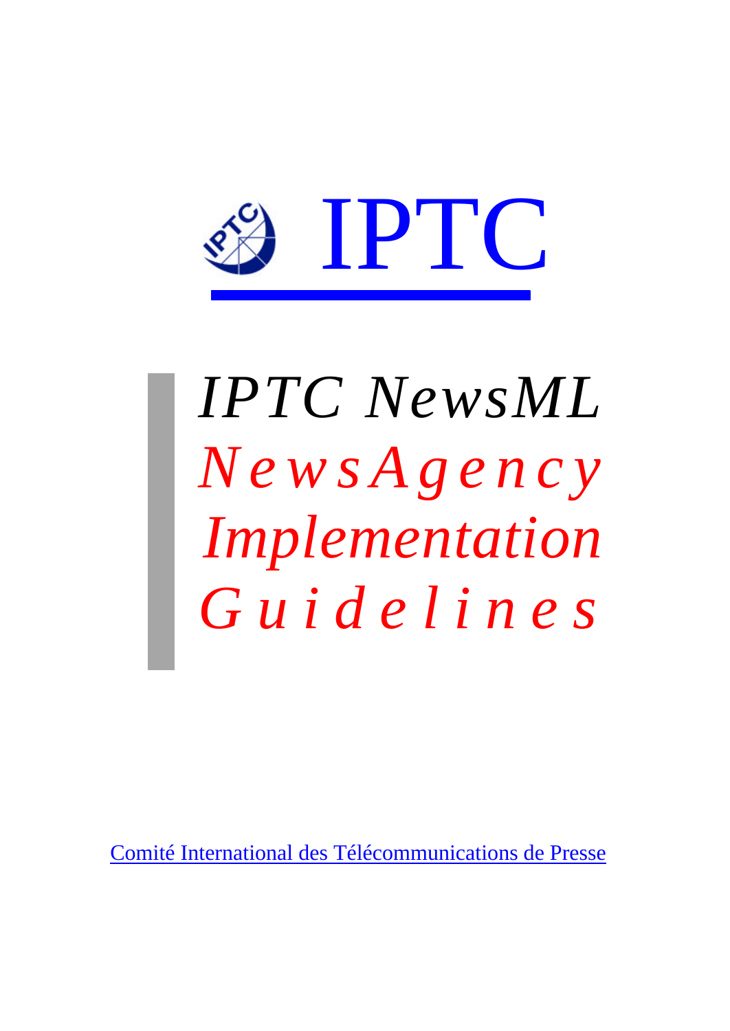# IPTC

# *IPTC NewsML*

# *NewsAgency Implementation Guidelines*

Comité International des Télécommunications de Presse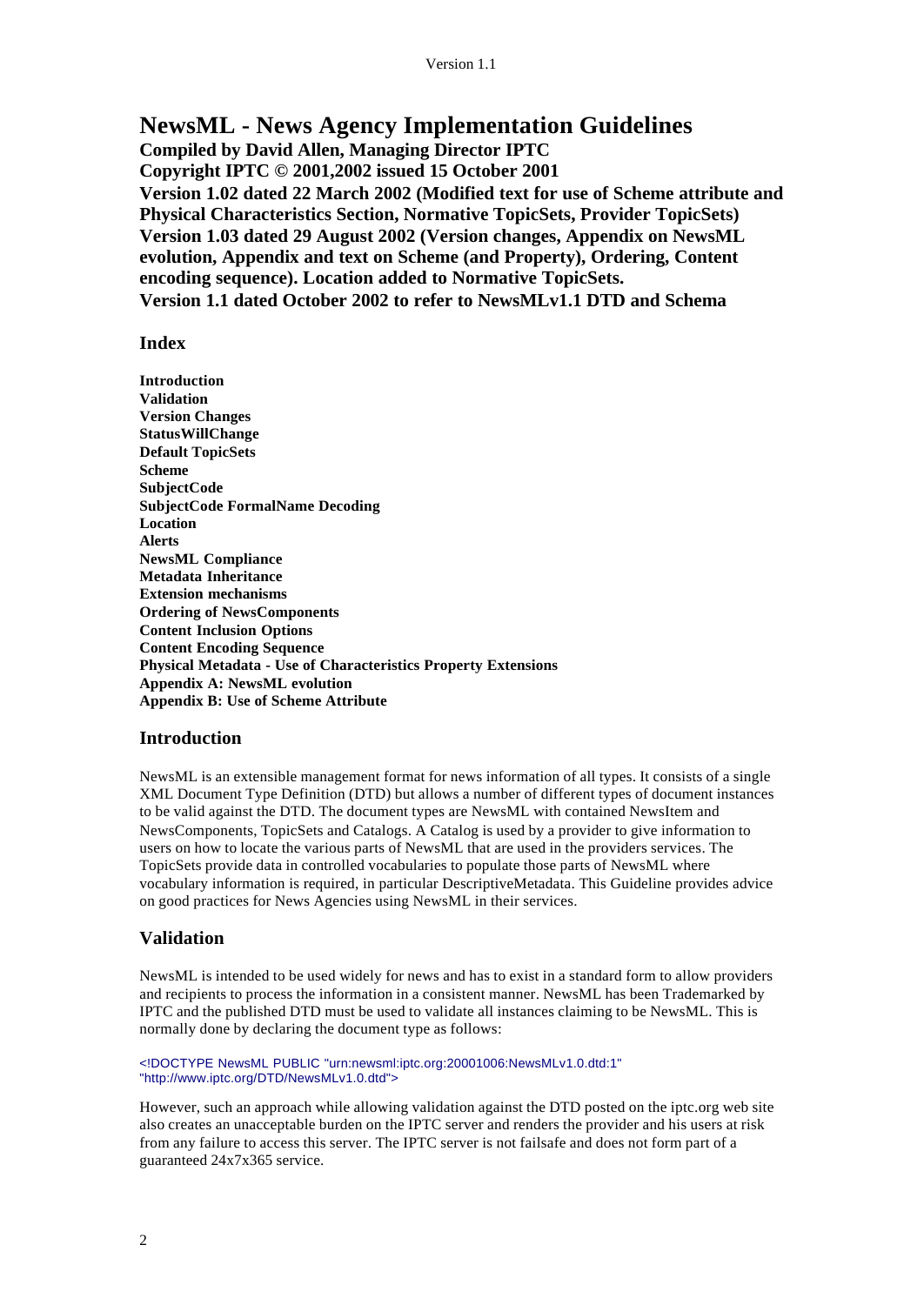# NewsML - News Agency Implementation Guidelines

**Compiled by David Allen, Managing Director IPTC**
**Copyright IPTC © 2001,2002 issued 15 October 2001**
**Version 1.02 dated 22 March 2002 (Modified text for use of Scheme attribute and Physical Characteristics Section, Normative TopicSets, Provider TopicSets)**
**Version 1.03 dated 29 August 2002 (Version changes, Appendix on NewsML evolution, Appendix and text on Scheme (and Property), Ordering, Content encoding sequence). Location added to Normative TopicSets.**
**Version 1.1 dated October 2002 to refer to NewsMLv1.1 DTD and Schema**

## Index

**Introduction**
**Validation**
**Version Changes**
**StatusWillChange**
**Default TopicSets**
**Scheme**
**SubjectCode**
**SubjectCode FormalName Decoding**
**Location**
**Alerts**
**NewsML Compliance**
**Metadata Inheritance**
**Extension mechanisms**
**Ordering of NewsComponents**
**Content Inclusion Options**
**Content Encoding Sequence**
**Physical Metadata - Use of Characteristics Property Extensions**
**Appendix A: NewsML evolution**
**Appendix B: Use of Scheme Attribute**

## Introduction

NewsML is an extensible management format for news information of all types. It consists of a single XML Document Type Definition (DTD) but allows a number of different types of document instances to be valid against the DTD. The document types are NewsML with contained NewsItem and NewsComponents, TopicSets and Catalogs. A Catalog is used by a provider to give information to users on how to locate the various parts of NewsML that are used in the providers services. The TopicSets provide data in controlled vocabularies to populate those parts of NewsML where vocabulary information is required, in particular DescriptiveMetadata. This Guideline provides advice on good practices for News Agencies using NewsML in their services.

## Validation

NewsML is intended to be used widely for news and has to exist in a standard form to allow providers and recipients to process the information in a consistent manner. NewsML has been Trademarked by IPTC and the published DTD must be used to validate all instances claiming to be NewsML. This is normally done by declaring the document type as follows:

```
<!DOCTYPE NewsML PUBLIC "urn:newsml:iptc.org:20001006:NewsMLv1.0.dtd:1"
"http://www.iptc.org/DTD/NewsMLv1.0.dtd">
```

However, such an approach while allowing validation against the DTD posted on the iptc.org web site also creates an unacceptable burden on the IPTC server and renders the provider and his users at risk from any failure to access this server. The IPTC server is not failsafe and does not form part of a guaranteed 24x7x365 service.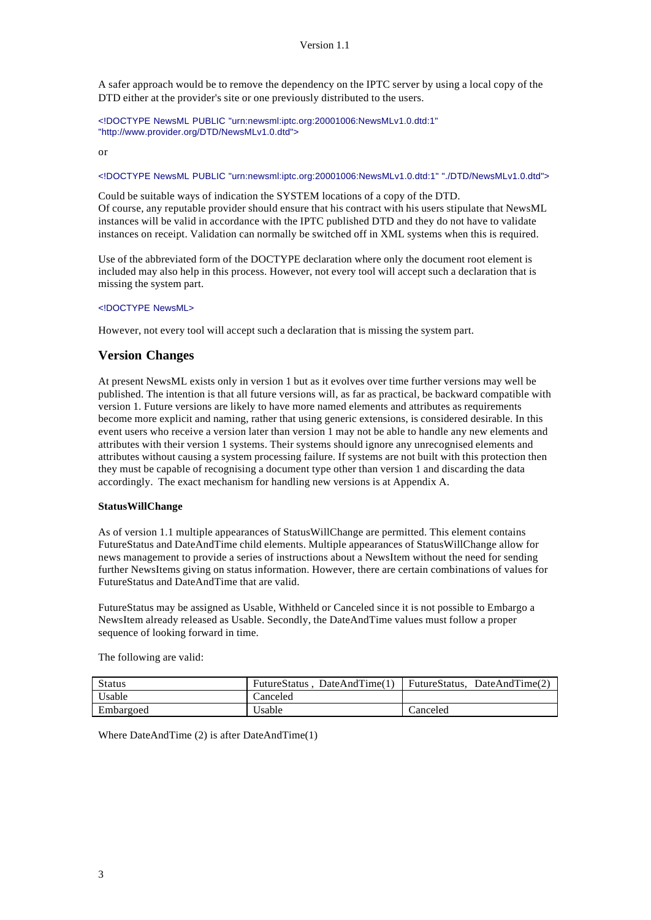A safer approach would be to remove the dependency on the IPTC server by using a local copy of the DTD either at the provider's site or one previously distributed to the users.

```
<!DOCTYPE NewsML PUBLIC "urn:newsml:iptc.org:20001006:NewsMLv1.0.dtd:1"
"http://www.provider.org/DTD/NewsMLv1.0.dtd">
```

or

```
<!DOCTYPE NewsML PUBLIC "urn:newsml:iptc.org:20001006:NewsMLv1.0.dtd:1" "./DTD/NewsMLv1.0.dtd">
```

Could be suitable ways of indication the SYSTEM locations of a copy of the DTD.
Of course, any reputable provider should ensure that his contract with his users stipulate that NewsML instances will be valid in accordance with the IPTC published DTD and they do not have to validate instances on receipt. Validation can normally be switched off in XML systems when this is required.

Use of the abbreviated form of the DOCTYPE declaration where only the document root element is included may also help in this process. However, not every tool will accept such a declaration that is missing the system part.

```
<!DOCTYPE NewsML>
```

However, not every tool will accept such a declaration that is missing the system part.

## Version Changes

At present NewsML exists only in version 1 but as it evolves over time further versions may well be published. The intention is that all future versions will, as far as practical, be backward compatible with version 1. Future versions are likely to have more named elements and attributes as requirements become more explicit and naming, rather that using generic extensions, is considered desirable. In this event users who receive a version later than version 1 may not be able to handle any new elements and attributes with their version 1 systems. Their systems should ignore any unrecognised elements and attributes without causing a system processing failure. If systems are not built with this protection then they must be capable of recognising a document type other than version 1 and discarding the data accordingly. The exact mechanism for handling new versions is at Appendix A.

**StatusWillChange**

As of version 1.1 multiple appearances of StatusWillChange are permitted. This element contains FutureStatus and DateAndTime child elements. Multiple appearances of StatusWillChange allow for news management to provide a series of instructions about a NewsItem without the need for sending further NewsItems giving on status information. However, there are certain combinations of values for FutureStatus and DateAndTime that are valid.

FutureStatus may be assigned as Usable, Withheld or Canceled since it is not possible to Embargo a NewsItem already released as Usable. Secondly, the DateAndTime values must follow a proper sequence of looking forward in time.

The following are valid:

| Status | FutureStatus , DateAndTime(1) | FutureStatus, DateAndTime(2) |
|---|---|---|
| Usable | Canceled | |
| Embargoed | Usable | Canceled |

Where DateAndTime (2) is after DateAndTime(1)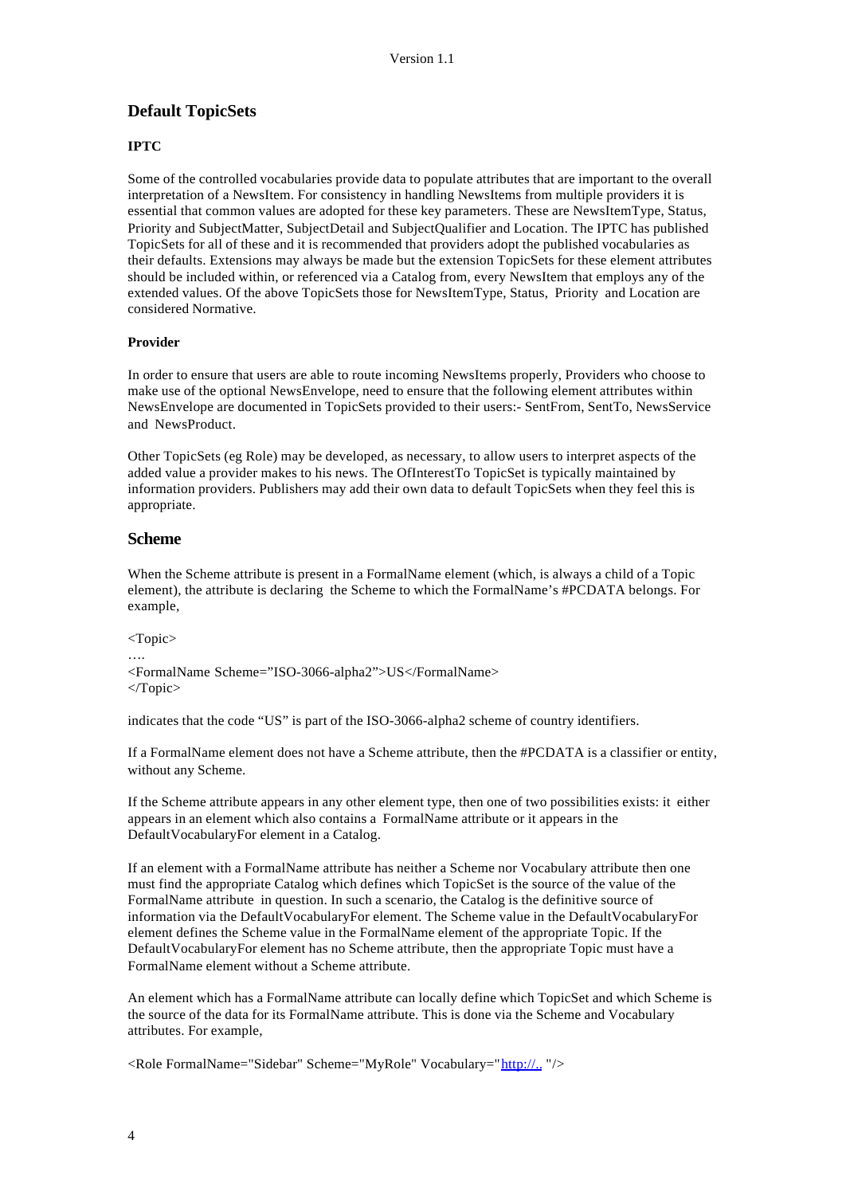## Default TopicSets

### IPTC

Some of the controlled vocabularies provide data to populate attributes that are important to the overall interpretation of a NewsItem. For consistency in handling NewsItems from multiple providers it is essential that common values are adopted for these key parameters. These are NewsItemType, Status, Priority and SubjectMatter, SubjectDetail and SubjectQualifier and Location. The IPTC has published TopicSets for all of these and it is recommended that providers adopt the published vocabularies as their defaults. Extensions may always be made but the extension TopicSets for these element attributes should be included within, or referenced via a Catalog from, every NewsItem that employs any of the extended values. Of the above TopicSets those for NewsItemType, Status, Priority and Location are considered Normative.

### Provider

In order to ensure that users are able to route incoming NewsItems properly, Providers who choose to make use of the optional NewsEnvelope, need to ensure that the following element attributes within NewsEnvelope are documented in TopicSets provided to their users:- SentFrom, SentTo, NewsService and NewsProduct.

Other TopicSets (eg Role) may be developed, as necessary, to allow users to interpret aspects of the added value a provider makes to his news. The OfInterestTo TopicSet is typically maintained by information providers. Publishers may add their own data to default TopicSets when they feel this is appropriate.

## Scheme

When the Scheme attribute is present in a FormalName element (which, is always a child of a Topic element), the attribute is declaring the Scheme to which the FormalName's #PCDATA belongs. For example,

```
<Topic>
….
<FormalName Scheme="ISO-3066-alpha2">US</FormalName>
</Topic>
```

indicates that the code "US" is part of the ISO-3066-alpha2 scheme of country identifiers.

If a FormalName element does not have a Scheme attribute, then the #PCDATA is a classifier or entity, without any Scheme.

If the Scheme attribute appears in any other element type, then one of two possibilities exists: it either appears in an element which also contains a FormalName attribute or it appears in the DefaultVocabularyFor element in a Catalog.

If an element with a FormalName attribute has neither a Scheme nor Vocabulary attribute then one must find the appropriate Catalog which defines which TopicSet is the source of the value of the FormalName attribute in question. In such a scenario, the Catalog is the definitive source of information via the DefaultVocabularyFor element. The Scheme value in the DefaultVocabularyFor element defines the Scheme value in the FormalName element of the appropriate Topic. If the DefaultVocabularyFor element has no Scheme attribute, then the appropriate Topic must have a FormalName element without a Scheme attribute.

An element which has a FormalName attribute can locally define which TopicSet and which Scheme is the source of the data for its FormalName attribute. This is done via the Scheme and Vocabulary attributes. For example,

```
<Role FormalName="Sidebar" Scheme="MyRole" Vocabulary="http://.. "/>
```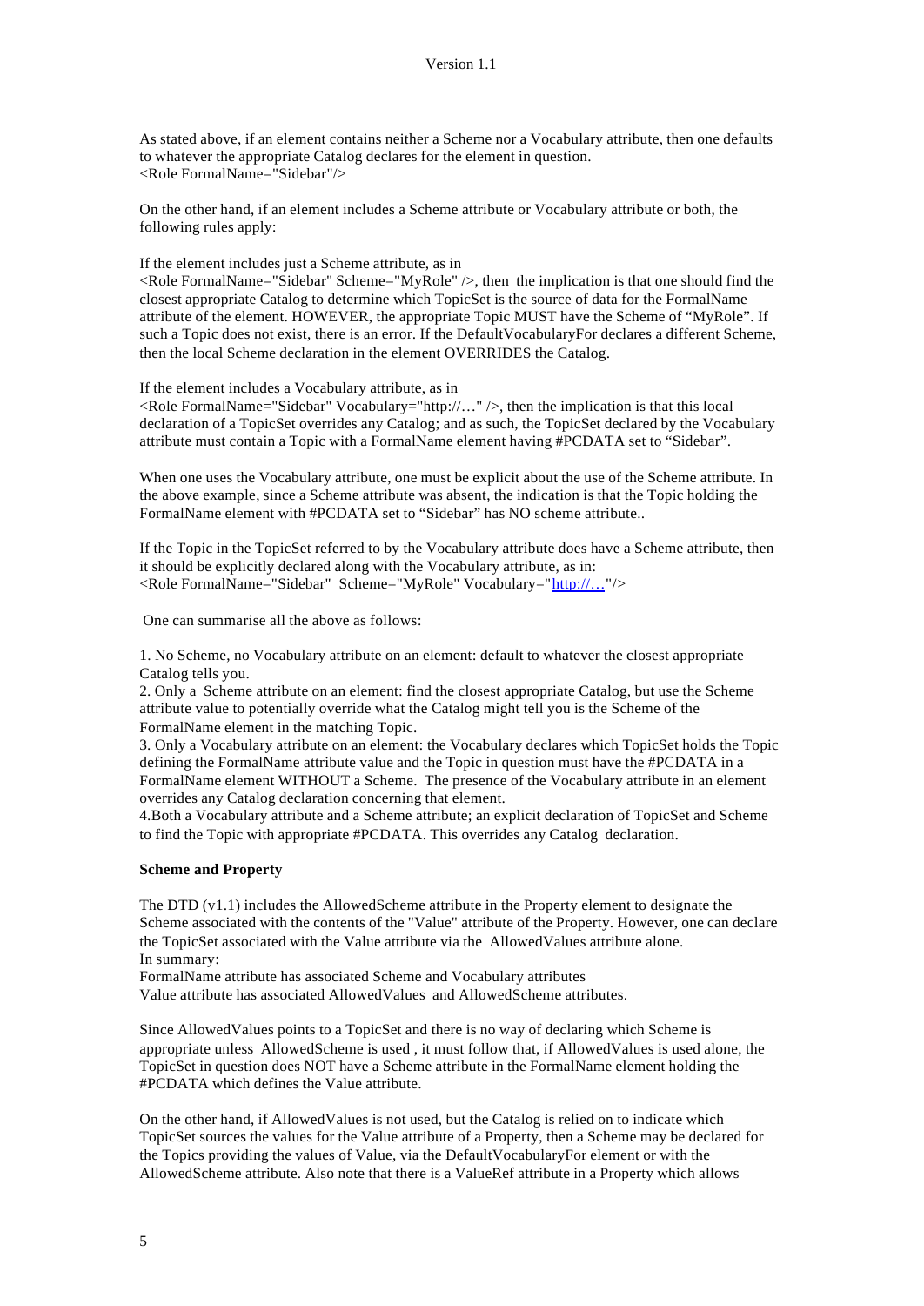As stated above, if an element contains neither a Scheme nor a Vocabulary attribute, then one defaults to whatever the appropriate Catalog declares for the element in question.
<Role FormalName="Sidebar"/>

On the other hand, if an element includes a Scheme attribute or Vocabulary attribute or both, the following rules apply:

If the element includes just a Scheme attribute, as in
<Role FormalName="Sidebar" Scheme="MyRole" />, then the implication is that one should find the closest appropriate Catalog to determine which TopicSet is the source of data for the FormalName attribute of the element. HOWEVER, the appropriate Topic MUST have the Scheme of "MyRole". If such a Topic does not exist, there is an error. If the DefaultVocabularyFor declares a different Scheme, then the local Scheme declaration in the element OVERRIDES the Catalog.

If the element includes a Vocabulary attribute, as in
<Role FormalName="Sidebar" Vocabulary="http://…" />, then the implication is that this local declaration of a TopicSet overrides any Catalog; and as such, the TopicSet declared by the Vocabulary attribute must contain a Topic with a FormalName element having #PCDATA set to "Sidebar".

When one uses the Vocabulary attribute, one must be explicit about the use of the Scheme attribute. In the above example, since a Scheme attribute was absent, the indication is that the Topic holding the FormalName element with #PCDATA set to "Sidebar" has NO scheme attribute..

If the Topic in the TopicSet referred to by the Vocabulary attribute does have a Scheme attribute, then it should be explicitly declared along with the Vocabulary attribute, as in:
<Role FormalName="Sidebar" Scheme="MyRole" Vocabulary="http://…"/>

One can summarise all the above as follows:

1. No Scheme, no Vocabulary attribute on an element: default to whatever the closest appropriate Catalog tells you.
2. Only a Scheme attribute on an element: find the closest appropriate Catalog, but use the Scheme attribute value to potentially override what the Catalog might tell you is the Scheme of the FormalName element in the matching Topic.
3. Only a Vocabulary attribute on an element: the Vocabulary declares which TopicSet holds the Topic defining the FormalName attribute value and the Topic in question must have the #PCDATA in a FormalName element WITHOUT a Scheme. The presence of the Vocabulary attribute in an element overrides any Catalog declaration concerning that element.
4.Both a Vocabulary attribute and a Scheme attribute; an explicit declaration of TopicSet and Scheme to find the Topic with appropriate #PCDATA. This overrides any Catalog declaration.

**Scheme and Property**

The DTD (v1.1) includes the AllowedScheme attribute in the Property element to designate the Scheme associated with the contents of the "Value" attribute of the Property. However, one can declare the TopicSet associated with the Value attribute via the AllowedValues attribute alone.
In summary:
FormalName attribute has associated Scheme and Vocabulary attributes
Value attribute has associated AllowedValues and AllowedScheme attributes.

Since AllowedValues points to a TopicSet and there is no way of declaring which Scheme is appropriate unless AllowedScheme is used , it must follow that, if AllowedValues is used alone, the TopicSet in question does NOT have a Scheme attribute in the FormalName element holding the #PCDATA which defines the Value attribute.

On the other hand, if AllowedValues is not used, but the Catalog is relied on to indicate which TopicSet sources the values for the Value attribute of a Property, then a Scheme may be declared for the Topics providing the values of Value, via the DefaultVocabularyFor element or with the AllowedScheme attribute. Also note that there is a ValueRef attribute in a Property which allows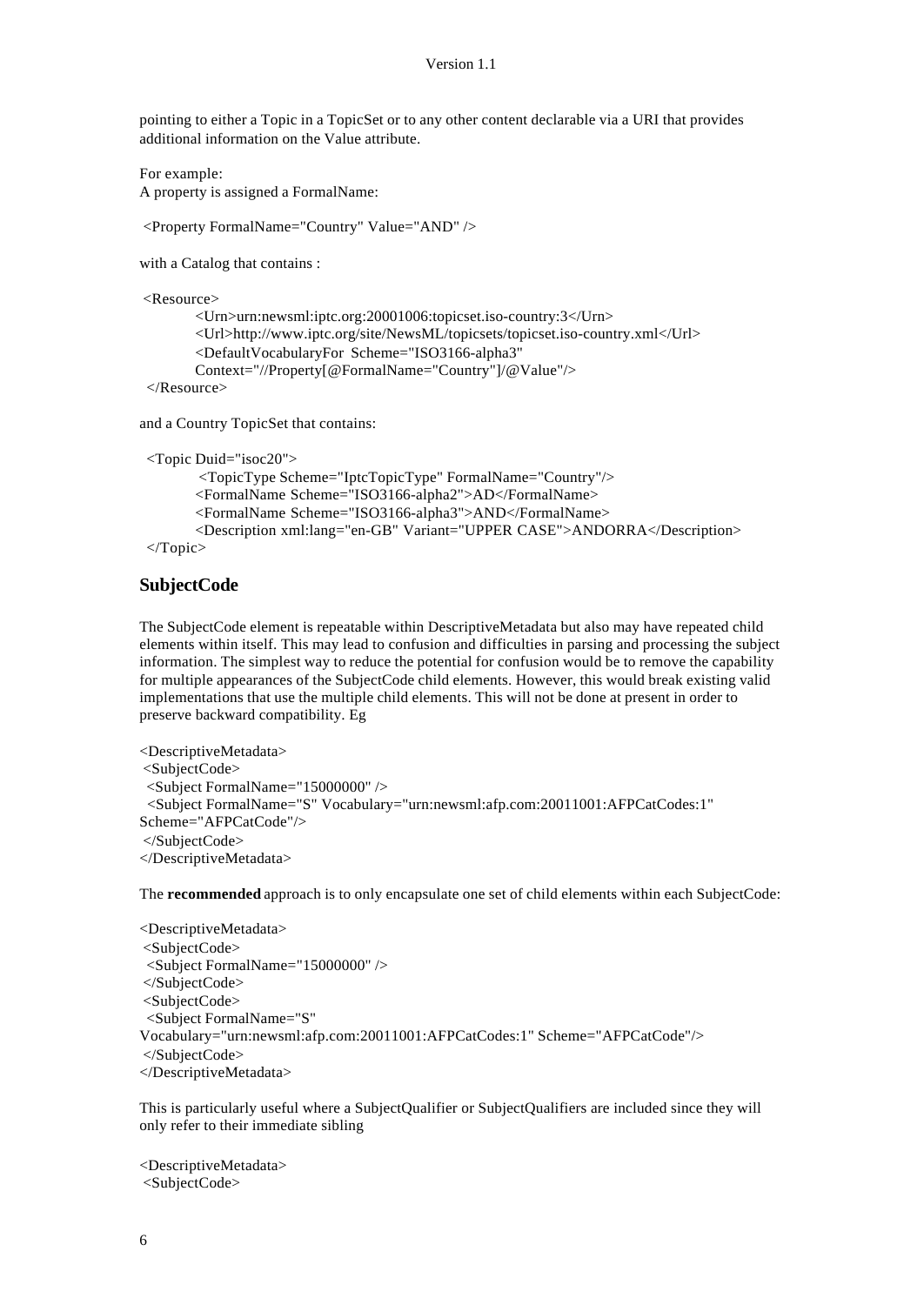pointing to either a Topic in a TopicSet or to any other content declarable via a URI that provides additional information on the Value attribute.

For example:
A property is assigned a FormalName:

```
<Property FormalName="Country" Value="AND" />
```

with a Catalog that contains :

```
<Resource>
    <Urn>urn:newsml:iptc.org:20001006:topicset.iso-country:3</Urn>
    <Url>http://www.iptc.org/site/NewsML/topicsets/topicset.iso-country.xml</Url>
    <DefaultVocabularyFor Scheme="ISO3166-alpha3"
    Context="//Property[@FormalName="Country"]/@Value"/>
</Resource>
```

and a Country TopicSet that contains:

```
<Topic Duid="isoc20">
    <TopicType Scheme="IptcTopicType" FormalName="Country"/>
    <FormalName Scheme="ISO3166-alpha2">AD</FormalName>
    <FormalName Scheme="ISO3166-alpha3">AND</FormalName>
    <Description xml:lang="en-GB" Variant="UPPER CASE">ANDORRA</Description>
</Topic>
```

## SubjectCode

The SubjectCode element is repeatable within DescriptiveMetadata but also may have repeated child elements within itself. This may lead to confusion and difficulties in parsing and processing the subject information. The simplest way to reduce the potential for confusion would be to remove the capability for multiple appearances of the SubjectCode child elements. However, this would break existing valid implementations that use the multiple child elements. This will not be done at present in order to preserve backward compatibility. Eg

```
<DescriptiveMetadata>
 <SubjectCode>
  <Subject FormalName="15000000" />
  <Subject FormalName="S" Vocabulary="urn:newsml:afp.com:20011001:AFPCatCodes:1"
Scheme="AFPCatCode"/>
 </SubjectCode>
</DescriptiveMetadata>
```

The **recommended** approach is to only encapsulate one set of child elements within each SubjectCode:

```
<DescriptiveMetadata>
 <SubjectCode>
  <Subject FormalName="15000000" />
 </SubjectCode>
 <SubjectCode>
  <Subject FormalName="S"
Vocabulary="urn:newsml:afp.com:20011001:AFPCatCodes:1" Scheme="AFPCatCode"/>
 </SubjectCode>
</DescriptiveMetadata>
```

This is particularly useful where a SubjectQualifier or SubjectQualifiers are included since they will only refer to their immediate sibling

```
<DescriptiveMetadata>
 <SubjectCode>
```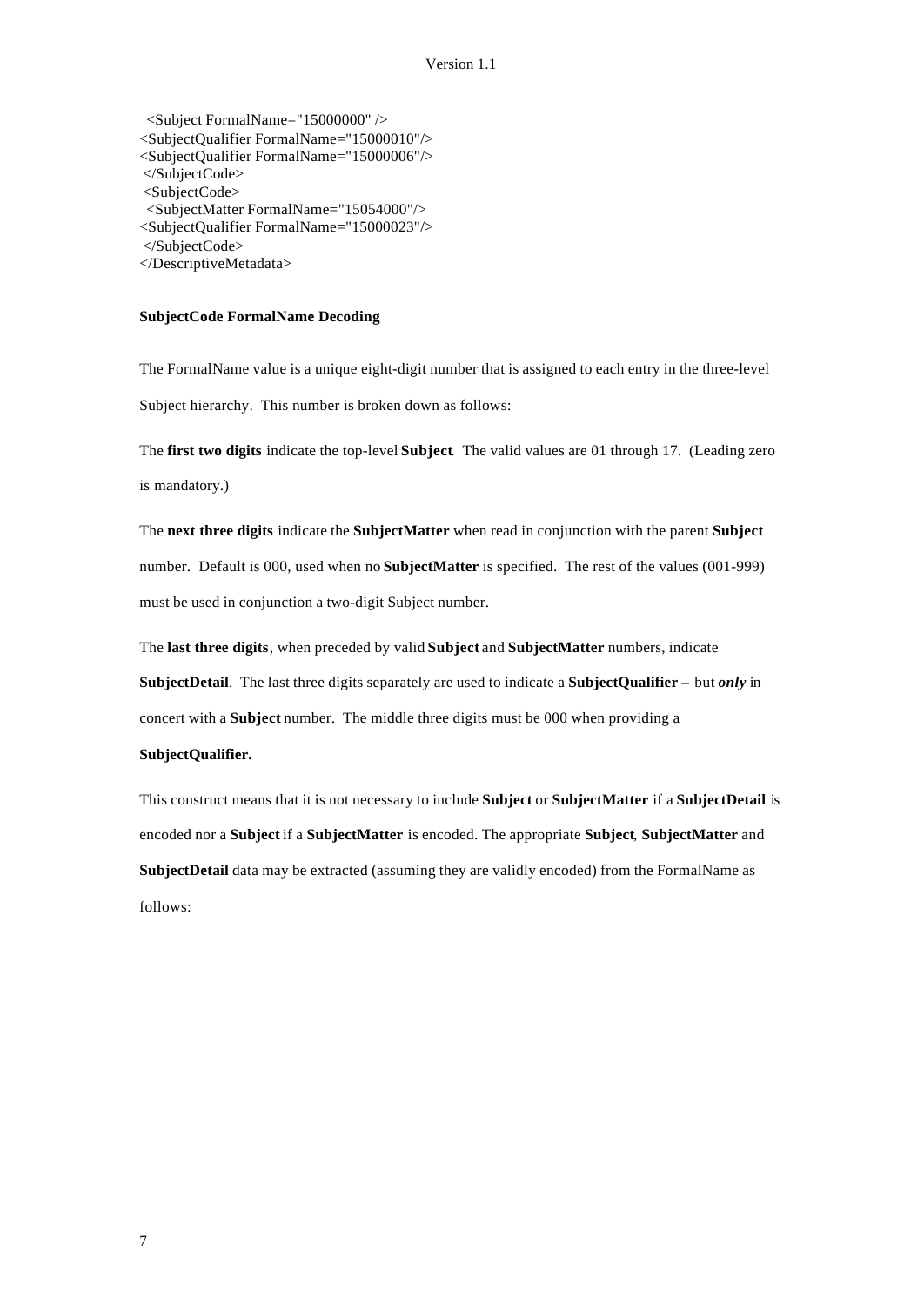```
  <Subject FormalName="15000000" />
<SubjectQualifier FormalName="15000010"/>
<SubjectQualifier FormalName="15000006"/>
 </SubjectCode>
 <SubjectCode>
  <SubjectMatter FormalName="15054000"/>
<SubjectQualifier FormalName="15000023"/>
 </SubjectCode>
</DescriptiveMetadata>
```

**SubjectCode FormalName Decoding**

The FormalName value is a unique eight-digit number that is assigned to each entry in the three-level Subject hierarchy. This number is broken down as follows:

The **first two digits** indicate the top-level **Subject**. The valid values are 01 through 17. (Leading zero is mandatory.)

The **next three digits** indicate the **SubjectMatter** when read in conjunction with the parent **Subject** number. Default is 000, used when no **SubjectMatter** is specified. The rest of the values (001-999) must be used in conjunction a two-digit Subject number.

The **last three digits**, when preceded by valid **Subject** and **SubjectMatter** numbers, indicate **SubjectDetail**. The last three digits separately are used to indicate a **SubjectQualifier –** but ***only*** in concert with a **Subject** number. The middle three digits must be 000 when providing a **SubjectQualifier.**

This construct means that it is not necessary to include **Subject** or **SubjectMatter** if a **SubjectDetail** is encoded nor a **Subject** if a **SubjectMatter** is encoded. The appropriate **Subject**, **SubjectMatter** and **SubjectDetail** data may be extracted (assuming they are validly encoded) from the FormalName as follows: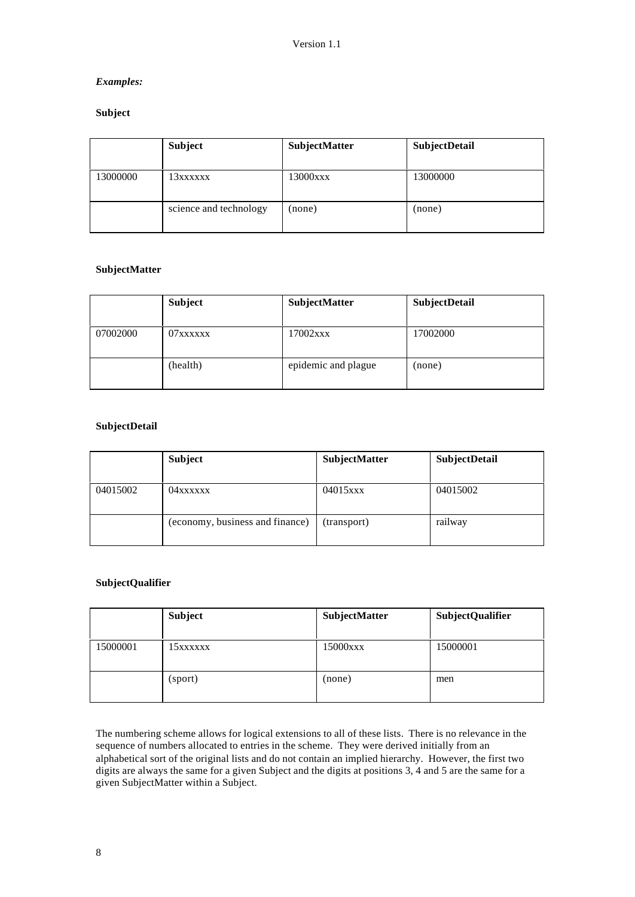*Examples:*

**Subject**

| | Subject | SubjectMatter | SubjectDetail |
|---|---|---|---|
| 13000000 | 13xxxxxx | 13000xxx | 13000000 |
| | science and technology | (none) | (none) |

**SubjectMatter**

| | Subject | SubjectMatter | SubjectDetail |
|---|---|---|---|
| 07002000 | 07xxxxxx | 17002xxx | 17002000 |
| | (health) | epidemic and plague | (none) |

**SubjectDetail**

| | Subject | SubjectMatter | SubjectDetail |
|---|---|---|---|
| 04015002 | 04xxxxxx | 04015xxx | 04015002 |
| | (economy, business and finance) | (transport) | railway |

**SubjectQualifier**

| | Subject | SubjectMatter | SubjectQualifier |
|---|---|---|---|
| 15000001 | 15xxxxxx | 15000xxx | 15000001 |
| | (sport) | (none) | men |

The numbering scheme allows for logical extensions to all of these lists. There is no relevance in the sequence of numbers allocated to entries in the scheme. They were derived initially from an alphabetical sort of the original lists and do not contain an implied hierarchy. However, the first two digits are always the same for a given Subject and the digits at positions 3, 4 and 5 are the same for a given SubjectMatter within a Subject.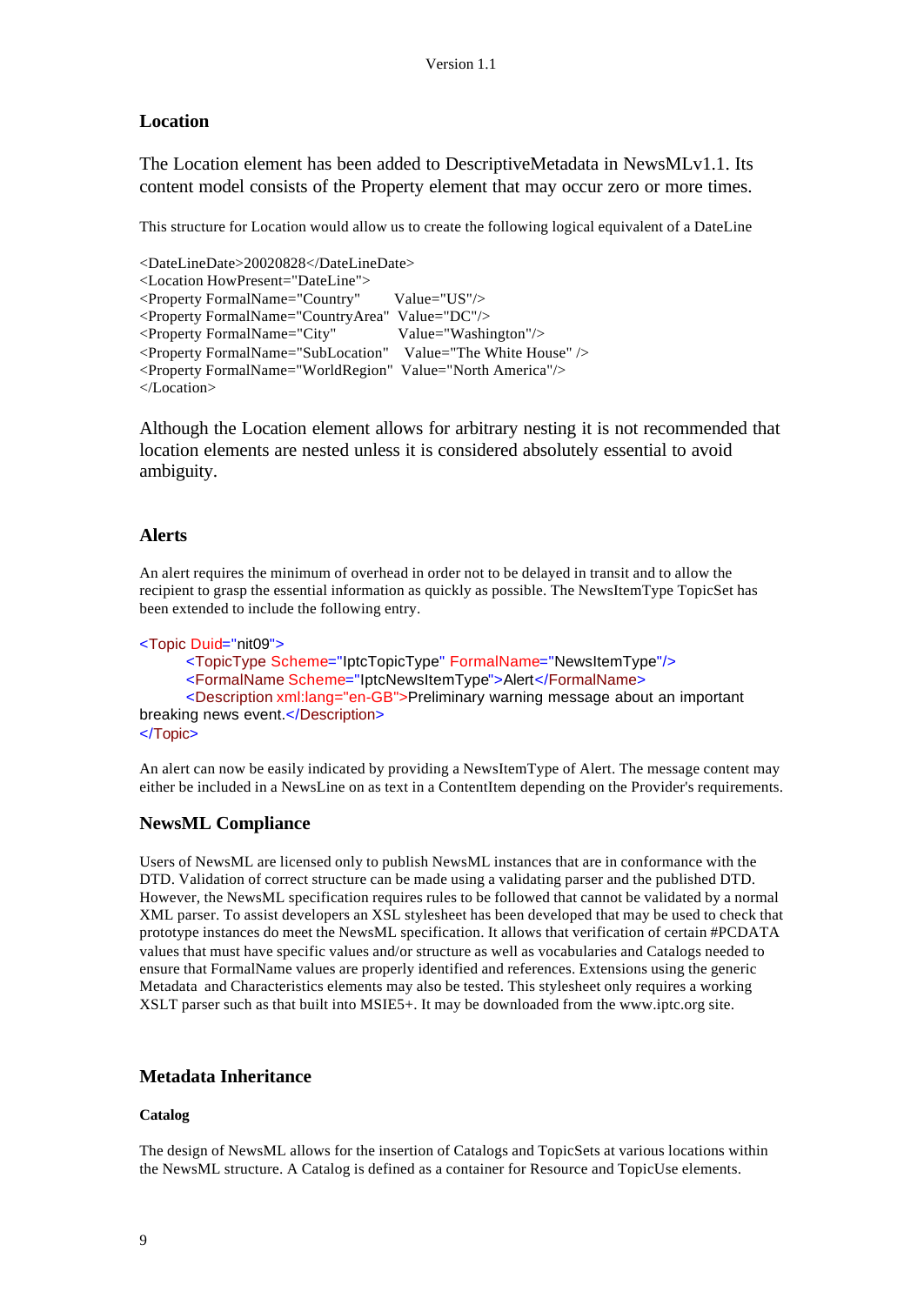### Location

The Location element has been added to DescriptiveMetadata in NewsMLv1.1. Its content model consists of the Property element that may occur zero or more times.

This structure for Location would allow us to create the following logical equivalent of a DateLine

```
<DateLineDate>20020828</DateLineDate>
<Location HowPresent="DateLine">
<Property FormalName="Country"       Value="US"/>
<Property FormalName="CountryArea"  Value="DC"/>
<Property FormalName="City"             Value="Washington"/>
<Property FormalName="SubLocation"    Value="The White House" />
<Property FormalName="WorldRegion"  Value="North America"/>
</Location>
```

Although the Location element allows for arbitrary nesting it is not recommended that location elements are nested unless it is considered absolutely essential to avoid ambiguity.

### Alerts

An alert requires the minimum of overhead in order not to be delayed in transit and to allow the recipient to grasp the essential information as quickly as possible. The NewsItemType TopicSet has been extended to include the following entry.

```
<Topic Duid="nit09">
        <TopicType Scheme="IptcTopicType" FormalName="NewsItemType"/>
        <FormalName Scheme="IptcNewsItemType">Alert</FormalName>
        <Description xml:lang="en-GB">Preliminary warning message about an important
breaking news event.</Description>
</Topic>
```

An alert can now be easily indicated by providing a NewsItemType of Alert. The message content may either be included in a NewsLine on as text in a ContentItem depending on the Provider's requirements.

### NewsML Compliance

Users of NewsML are licensed only to publish NewsML instances that are in conformance with the DTD. Validation of correct structure can be made using a validating parser and the published DTD. However, the NewsML specification requires rules to be followed that cannot be validated by a normal XML parser. To assist developers an XSL stylesheet has been developed that may be used to check that prototype instances do meet the NewsML specification. It allows that verification of certain #PCDATA values that must have specific values and/or structure as well as vocabularies and Catalogs needed to ensure that FormalName values are properly identified and references. Extensions using the generic Metadata and Characteristics elements may also be tested. This stylesheet only requires a working XSLT parser such as that built into MSIE5+. It may be downloaded from the www.iptc.org site.

### Metadata Inheritance

#### Catalog

The design of NewsML allows for the insertion of Catalogs and TopicSets at various locations within the NewsML structure. A Catalog is defined as a container for Resource and TopicUse elements.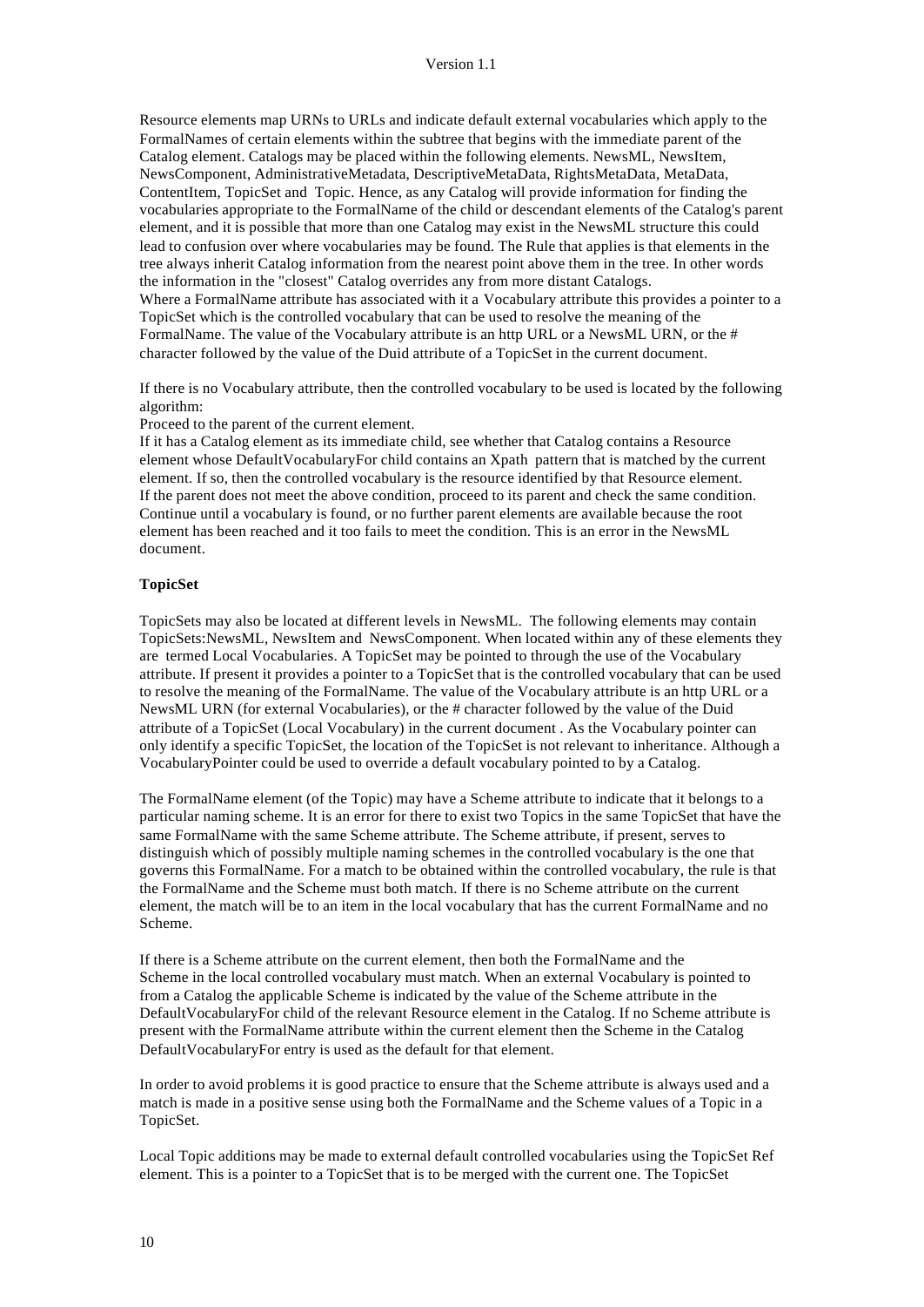Resource elements map URNs to URLs and indicate default external vocabularies which apply to the FormalNames of certain elements within the subtree that begins with the immediate parent of the Catalog element. Catalogs may be placed within the following elements. NewsML, NewsItem, NewsComponent, AdministrativeMetadata, DescriptiveMetaData, RightsMetaData, MetaData, ContentItem, TopicSet and Topic. Hence, as any Catalog will provide information for finding the vocabularies appropriate to the FormalName of the child or descendant elements of the Catalog's parent element, and it is possible that more than one Catalog may exist in the NewsML structure this could lead to confusion over where vocabularies may be found. The Rule that applies is that elements in the tree always inherit Catalog information from the nearest point above them in the tree. In other words the information in the "closest" Catalog overrides any from more distant Catalogs.
Where a FormalName attribute has associated with it a Vocabulary attribute this provides a pointer to a TopicSet which is the controlled vocabulary that can be used to resolve the meaning of the FormalName. The value of the Vocabulary attribute is an http URL or a NewsML URN, or the # character followed by the value of the Duid attribute of a TopicSet in the current document.

If there is no Vocabulary attribute, then the controlled vocabulary to be used is located by the following algorithm:
Proceed to the parent of the current element.
If it has a Catalog element as its immediate child, see whether that Catalog contains a Resource element whose DefaultVocabularyFor child contains an Xpath pattern that is matched by the current element. If so, then the controlled vocabulary is the resource identified by that Resource element.
If the parent does not meet the above condition, proceed to its parent and check the same condition. Continue until a vocabulary is found, or no further parent elements are available because the root element has been reached and it too fails to meet the condition. This is an error in the NewsML document.

**TopicSet**

TopicSets may also be located at different levels in NewsML. The following elements may contain TopicSets:NewsML, NewsItem and NewsComponent. When located within any of these elements they are termed Local Vocabularies. A TopicSet may be pointed to through the use of the Vocabulary attribute. If present it provides a pointer to a TopicSet that is the controlled vocabulary that can be used to resolve the meaning of the FormalName. The value of the Vocabulary attribute is an http URL or a NewsML URN (for external Vocabularies), or the # character followed by the value of the Duid attribute of a TopicSet (Local Vocabulary) in the current document . As the Vocabulary pointer can only identify a specific TopicSet, the location of the TopicSet is not relevant to inheritance. Although a VocabularyPointer could be used to override a default vocabulary pointed to by a Catalog.

The FormalName element (of the Topic) may have a Scheme attribute to indicate that it belongs to a particular naming scheme. It is an error for there to exist two Topics in the same TopicSet that have the same FormalName with the same Scheme attribute. The Scheme attribute, if present, serves to distinguish which of possibly multiple naming schemes in the controlled vocabulary is the one that governs this FormalName. For a match to be obtained within the controlled vocabulary, the rule is that the FormalName and the Scheme must both match. If there is no Scheme attribute on the current element, the match will be to an item in the local vocabulary that has the current FormalName and no Scheme.

If there is a Scheme attribute on the current element, then both the FormalName and the Scheme in the local controlled vocabulary must match. When an external Vocabulary is pointed to from a Catalog the applicable Scheme is indicated by the value of the Scheme attribute in the DefaultVocabularyFor child of the relevant Resource element in the Catalog. If no Scheme attribute is present with the FormalName attribute within the current element then the Scheme in the Catalog DefaultVocabularyFor entry is used as the default for that element.

In order to avoid problems it is good practice to ensure that the Scheme attribute is always used and a match is made in a positive sense using both the FormalName and the Scheme values of a Topic in a TopicSet.

Local Topic additions may be made to external default controlled vocabularies using the TopicSet Ref element. This is a pointer to a TopicSet that is to be merged with the current one. The TopicSet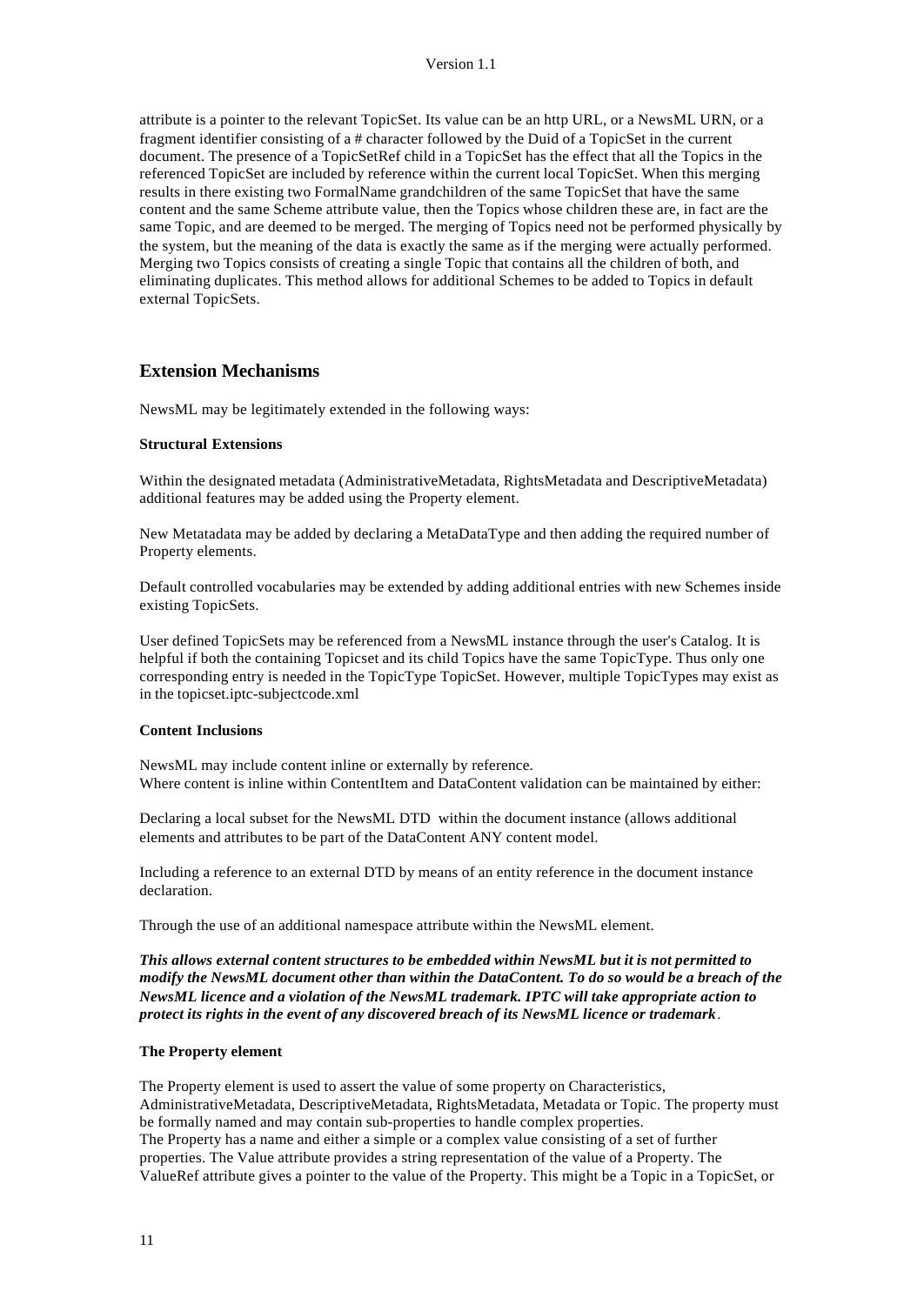attribute is a pointer to the relevant TopicSet. Its value can be an http URL, or a NewsML URN, or a fragment identifier consisting of a # character followed by the Duid of a TopicSet in the current document. The presence of a TopicSetRef child in a TopicSet has the effect that all the Topics in the referenced TopicSet are included by reference within the current local TopicSet. When this merging results in there existing two FormalName grandchildren of the same TopicSet that have the same content and the same Scheme attribute value, then the Topics whose children these are, in fact are the same Topic, and are deemed to be merged. The merging of Topics need not be performed physically by the system, but the meaning of the data is exactly the same as if the merging were actually performed. Merging two Topics consists of creating a single Topic that contains all the children of both, and eliminating duplicates. This method allows for additional Schemes to be added to Topics in default external TopicSets.

## Extension Mechanisms

NewsML may be legitimately extended in the following ways:

**Structural Extensions**

Within the designated metadata (AdministrativeMetadata, RightsMetadata and DescriptiveMetadata) additional features may be added using the Property element.

New Metatadata may be added by declaring a MetaDataType and then adding the required number of Property elements.

Default controlled vocabularies may be extended by adding additional entries with new Schemes inside existing TopicSets.

User defined TopicSets may be referenced from a NewsML instance through the user's Catalog. It is helpful if both the containing Topicset and its child Topics have the same TopicType. Thus only one corresponding entry is needed in the TopicType TopicSet. However, multiple TopicTypes may exist as in the topicset.iptc-subjectcode.xml

**Content Inclusions**

NewsML may include content inline or externally by reference.
Where content is inline within ContentItem and DataContent validation can be maintained by either:

Declaring a local subset for the NewsML DTD within the document instance (allows additional elements and attributes to be part of the DataContent ANY content model.

Including a reference to an external DTD by means of an entity reference in the document instance declaration.

Through the use of an additional namespace attribute within the NewsML element.

***This allows external content structures to be embedded within NewsML but it is not permitted to modify the NewsML document other than within the DataContent. To do so would be a breach of the NewsML licence and a violation of the NewsML trademark. IPTC will take appropriate action to protect its rights in the event of any discovered breach of its NewsML licence or trademark***.

**The Property element**

The Property element is used to assert the value of some property on Characteristics, AdministrativeMetadata, DescriptiveMetadata, RightsMetadata, Metadata or Topic. The property must be formally named and may contain sub-properties to handle complex properties.
The Property has a name and either a simple or a complex value consisting of a set of further properties. The Value attribute provides a string representation of the value of a Property. The ValueRef attribute gives a pointer to the value of the Property. This might be a Topic in a TopicSet, or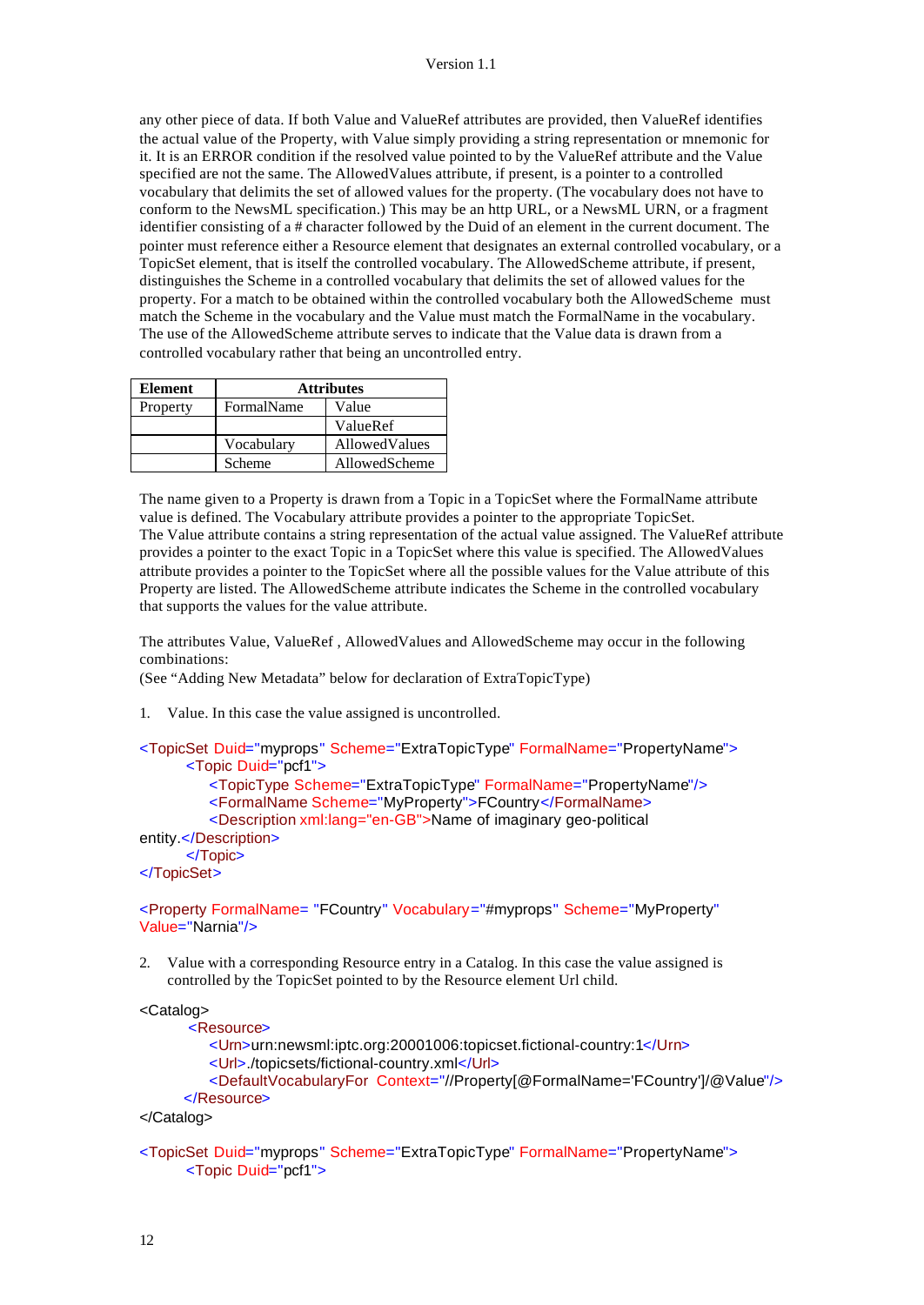any other piece of data. If both Value and ValueRef attributes are provided, then ValueRef identifies the actual value of the Property, with Value simply providing a string representation or mnemonic for it. It is an ERROR condition if the resolved value pointed to by the ValueRef attribute and the Value specified are not the same. The AllowedValues attribute, if present, is a pointer to a controlled vocabulary that delimits the set of allowed values for the property. (The vocabulary does not have to conform to the NewsML specification.) This may be an http URL, or a NewsML URN, or a fragment identifier consisting of a # character followed by the Duid of an element in the current document. The pointer must reference either a Resource element that designates an external controlled vocabulary, or a TopicSet element, that is itself the controlled vocabulary. The AllowedScheme attribute, if present, distinguishes the Scheme in a controlled vocabulary that delimits the set of allowed values for the property. For a match to be obtained within the controlled vocabulary both the AllowedScheme must match the Scheme in the vocabulary and the Value must match the FormalName in the vocabulary. The use of the AllowedScheme attribute serves to indicate that the Value data is drawn from a controlled vocabulary rather that being an uncontrolled entry.

| Element | Attributes | |
|---|---|---|
| Property | FormalName | Value |
| | | ValueRef |
| | Vocabulary | AllowedValues |
| | Scheme | AllowedScheme |

The name given to a Property is drawn from a Topic in a TopicSet where the FormalName attribute value is defined. The Vocabulary attribute provides a pointer to the appropriate TopicSet.
The Value attribute contains a string representation of the actual value assigned. The ValueRef attribute provides a pointer to the exact Topic in a TopicSet where this value is specified. The AllowedValues attribute provides a pointer to the TopicSet where all the possible values for the Value attribute of this Property are listed. The AllowedScheme attribute indicates the Scheme in the controlled vocabulary that supports the values for the value attribute.

The attributes Value, ValueRef , AllowedValues and AllowedScheme may occur in the following combinations:
(See “Adding New Metadata” below for declaration of ExtraTopicType)

1. Value. In this case the value assigned is uncontrolled.

```
<TopicSet Duid="myprops" Scheme="ExtraTopicType" FormalName="PropertyName">
        <Topic Duid="pcf1">
            <TopicType Scheme="ExtraTopicType" FormalName="PropertyName"/>
            <FormalName Scheme="MyProperty">FCountry</FormalName>
            <Description xml:lang="en-GB">Name of imaginary geo-political
entity.</Description>
        </Topic>
</TopicSet>

<Property FormalName= "FCountry" Vocabulary="#myprops" Scheme="MyProperty"
Value="Narnia"/>
```

2. Value with a corresponding Resource entry in a Catalog. In this case the value assigned is controlled by the TopicSet pointed to by the Resource element Url child.

```
<Catalog>
        <Resource>
            <Urn>urn:newsml:iptc.org:20001006:topicset.fictional-country:1</Urn>
            <Url>./topicsets/fictional-country.xml</Url>
            <DefaultVocabularyFor  Context="//Property[@FormalName='FCountry']/@Value"/>
        </Resource>
</Catalog>

<TopicSet Duid="myprops" Scheme="ExtraTopicType" FormalName="PropertyName">
        <Topic Duid="pcf1">
```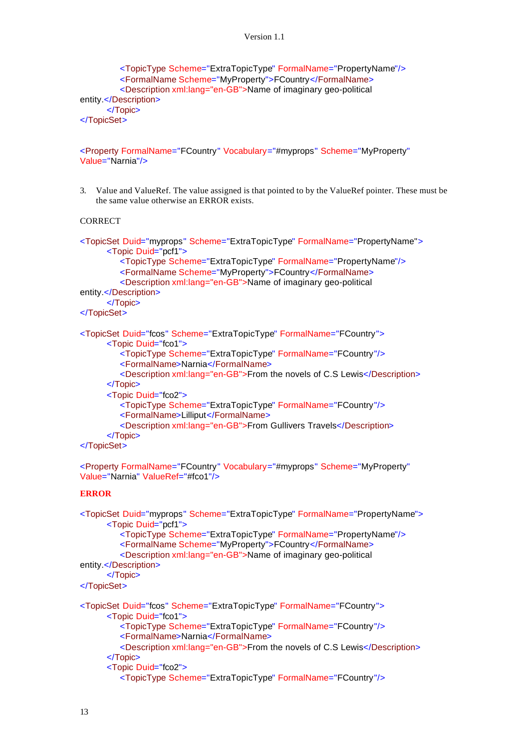```
        <TopicType Scheme="ExtraTopicType" FormalName="PropertyName"/>
        <FormalName Scheme="MyProperty">FCountry</FormalName>
        <Description xml:lang="en-GB">Name of imaginary geo-political
entity.</Description>
    </Topic>
</TopicSet>
```

```
<Property FormalName="FCountry" Vocabulary="#myprops" Scheme="MyProperty"
Value="Narnia"/>
```

3. Value and ValueRef. The value assigned is that pointed to by the ValueRef pointer. These must be the same value otherwise an ERROR exists.

CORRECT

```
<TopicSet Duid="myprops" Scheme="ExtraTopicType" FormalName="PropertyName">
    <Topic Duid="pcf1">
        <TopicType Scheme="ExtraTopicType" FormalName="PropertyName"/>
        <FormalName Scheme="MyProperty">FCountry</FormalName>
        <Description xml:lang="en-GB">Name of imaginary geo-political
entity.</Description>
    </Topic>
</TopicSet>

<TopicSet Duid="fcos" Scheme="ExtraTopicType" FormalName="FCountry">
    <Topic Duid="fco1">
        <TopicType Scheme="ExtraTopicType" FormalName="FCountry"/>
        <FormalName>Narnia</FormalName>
        <Description xml:lang="en-GB">From the novels of C.S Lewis</Description>
    </Topic>
    <Topic Duid="fco2">
        <TopicType Scheme="ExtraTopicType" FormalName="FCountry"/>
        <FormalName>Lilliput</FormalName>
        <Description xml:lang="en-GB">From Gullivers Travels</Description>
    </Topic>
</TopicSet>

<Property FormalName="FCountry" Vocabulary="#myprops" Scheme="MyProperty"
Value="Narnia" ValueRef="#fco1"/>
```

**ERROR**

```
<TopicSet Duid="myprops" Scheme="ExtraTopicType" FormalName="PropertyName">
    <Topic Duid="pcf1">
        <TopicType Scheme="ExtraTopicType" FormalName="PropertyName"/>
        <FormalName Scheme="MyProperty">FCountry</FormalName>
        <Description xml:lang="en-GB">Name of imaginary geo-political
entity.</Description>
    </Topic>
</TopicSet>

<TopicSet Duid="fcos" Scheme="ExtraTopicType" FormalName="FCountry">
    <Topic Duid="fco1">
        <TopicType Scheme="ExtraTopicType" FormalName="FCountry"/>
        <FormalName>Narnia</FormalName>
        <Description xml:lang="en-GB">From the novels of C.S Lewis</Description>
    </Topic>
    <Topic Duid="fco2">
        <TopicType Scheme="ExtraTopicType" FormalName="FCountry"/>
```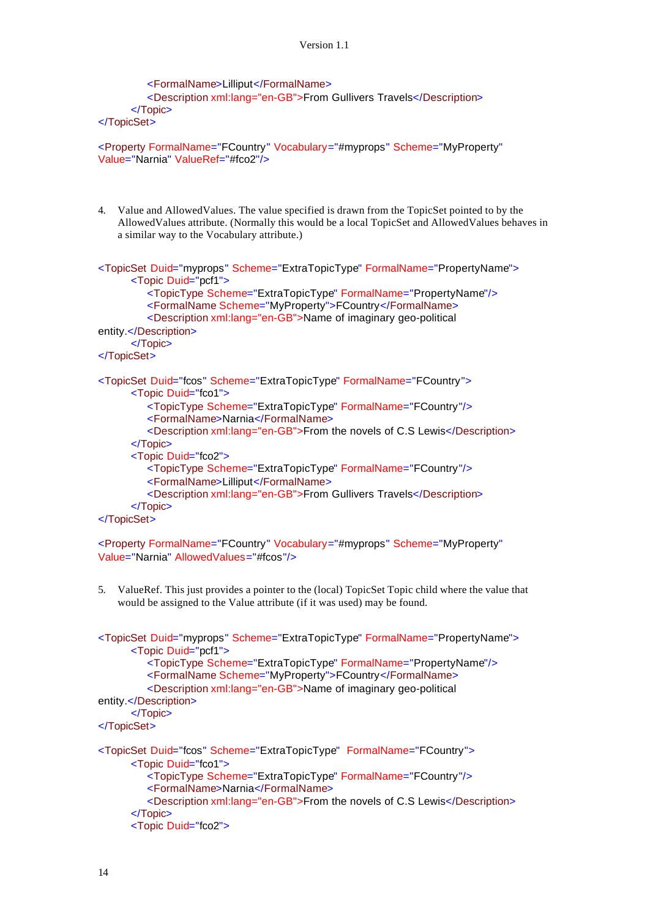```
        <FormalName>Lilliput</FormalName>
        <Description xml:lang="en-GB">From Gullivers Travels</Description>
    </Topic>
</TopicSet>

<Property FormalName="FCountry" Vocabulary="#myprops" Scheme="MyProperty"
Value="Narnia" ValueRef="#fco2"/>
```

4. Value and AllowedValues. The value specified is drawn from the TopicSet pointed to by the AllowedValues attribute. (Normally this would be a local TopicSet and AllowedValues behaves in a similar way to the Vocabulary attribute.)

```
<TopicSet Duid="myprops" Scheme="ExtraTopicType" FormalName="PropertyName">
    <Topic Duid="pcf1">
        <TopicType Scheme="ExtraTopicType" FormalName="PropertyName"/>
        <FormalName Scheme="MyProperty">FCountry</FormalName>
        <Description xml:lang="en-GB">Name of imaginary geo-political
entity.</Description>
    </Topic>
</TopicSet>

<TopicSet Duid="fcos" Scheme="ExtraTopicType" FormalName="FCountry">
    <Topic Duid="fco1">
        <TopicType Scheme="ExtraTopicType" FormalName="FCountry"/>
        <FormalName>Narnia</FormalName>
        <Description xml:lang="en-GB">From the novels of C.S Lewis</Description>
    </Topic>
    <Topic Duid="fco2">
        <TopicType Scheme="ExtraTopicType" FormalName="FCountry"/>
        <FormalName>Lilliput</FormalName>
        <Description xml:lang="en-GB">From Gullivers Travels</Description>
    </Topic>
</TopicSet>

<Property FormalName="FCountry" Vocabulary="#myprops" Scheme="MyProperty"
Value="Narnia" AllowedValues="#fcos"/>
```

5. ValueRef. This just provides a pointer to the (local) TopicSet Topic child where the value that would be assigned to the Value attribute (if it was used) may be found.

```
<TopicSet Duid="myprops" Scheme="ExtraTopicType" FormalName="PropertyName">
    <Topic Duid="pcf1">
        <TopicType Scheme="ExtraTopicType" FormalName="PropertyName"/>
        <FormalName Scheme="MyProperty">FCountry</FormalName>
        <Description xml:lang="en-GB">Name of imaginary geo-political
entity.</Description>
    </Topic>
</TopicSet>

<TopicSet Duid="fcos" Scheme="ExtraTopicType"  FormalName="FCountry">
    <Topic Duid="fco1">
        <TopicType Scheme="ExtraTopicType" FormalName="FCountry"/>
        <FormalName>Narnia</FormalName>
        <Description xml:lang="en-GB">From the novels of C.S Lewis</Description>
    </Topic>
    <Topic Duid="fco2">
```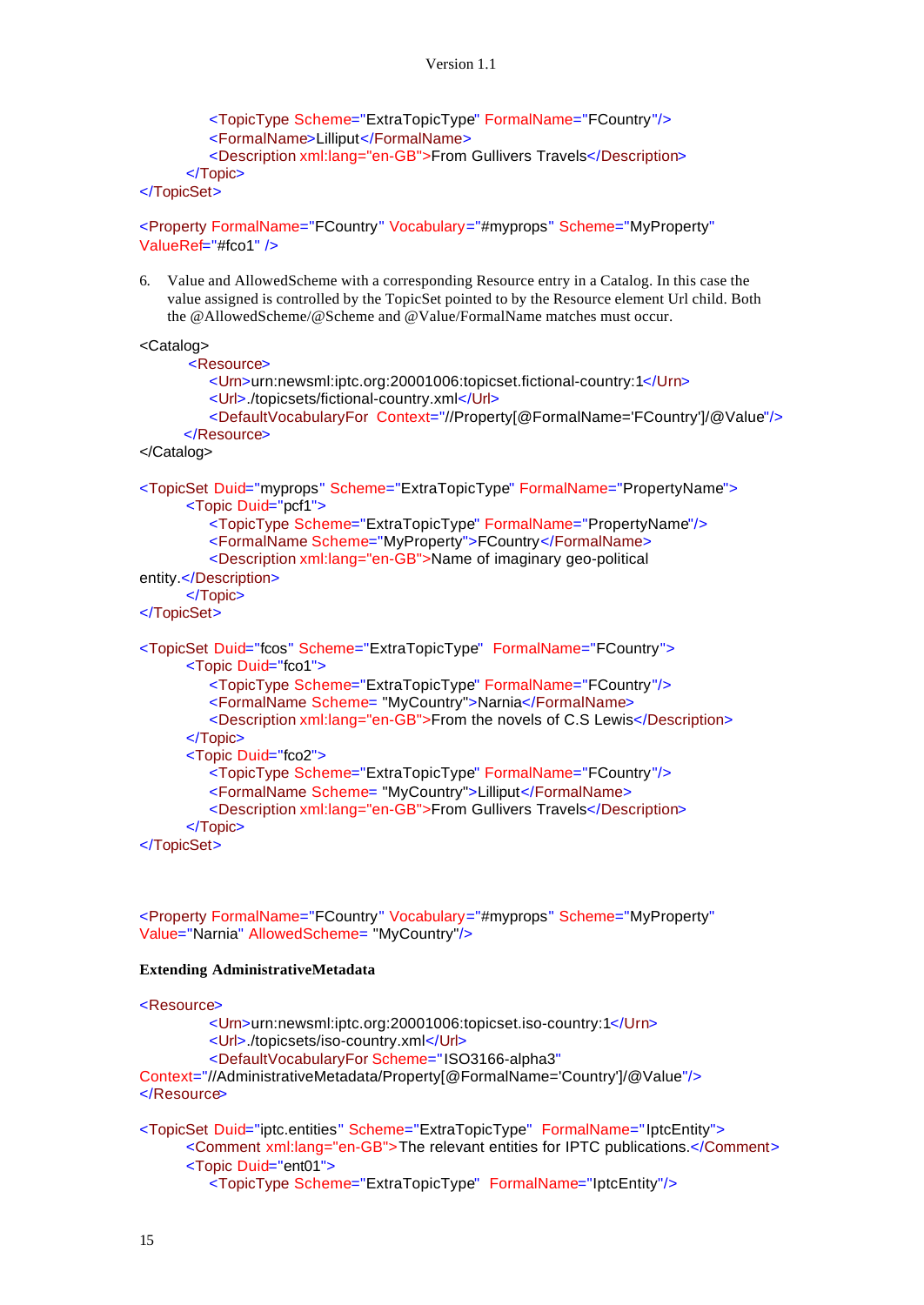```xml
            <TopicType Scheme="ExtraTopicType" FormalName="FCountry"/>
            <FormalName>Lilliput</FormalName>
            <Description xml:lang="en-GB">From Gullivers Travels</Description>
        </Topic>
</TopicSet>

<Property FormalName="FCountry" Vocabulary="#myprops" Scheme="MyProperty"
ValueRef="#fco1" />
```

6. Value and AllowedScheme with a corresponding Resource entry in a Catalog. In this case the value assigned is controlled by the TopicSet pointed to by the Resource element Url child. Both the @AllowedScheme/@Scheme and @Value/FormalName matches must occur.

```xml
<Catalog>
     <Resource>
            <Urn>urn:newsml:iptc.org:20001006:topicset.fictional-country:1</Urn>
            <Url>./topicsets/fictional-country.xml</Url>
            <DefaultVocabularyFor  Context="//Property[@FormalName='FCountry']/@Value"/>
     </Resource>
</Catalog>

<TopicSet Duid="myprops" Scheme="ExtraTopicType" FormalName="PropertyName">
        <Topic Duid="pcf1">
            <TopicType Scheme="ExtraTopicType" FormalName="PropertyName"/>
            <FormalName Scheme="MyProperty">FCountry</FormalName>
            <Description xml:lang="en-GB">Name of imaginary geo-political
entity.</Description>
        </Topic>
</TopicSet>

<TopicSet Duid="fcos" Scheme="ExtraTopicType"  FormalName="FCountry">
        <Topic Duid="fco1">
            <TopicType Scheme="ExtraTopicType" FormalName="FCountry"/>
            <FormalName Scheme= "MyCountry">Narnia</FormalName>
            <Description xml:lang="en-GB">From the novels of C.S Lewis</Description>
        </Topic>
        <Topic Duid="fco2">
            <TopicType Scheme="ExtraTopicType" FormalName="FCountry"/>
            <FormalName Scheme= "MyCountry">Lilliput</FormalName>
            <Description xml:lang="en-GB">From Gullivers Travels</Description>
        </Topic>
</TopicSet>



<Property FormalName="FCountry" Vocabulary="#myprops" Scheme="MyProperty"
Value="Narnia" AllowedScheme= "MyCountry"/>
```

**Extending AdministrativeMetadata**

```xml
<Resource>
            <Urn>urn:newsml:iptc.org:20001006:topicset.iso-country:1</Urn>
            <Url>./topicsets/iso-country.xml</Url>
            <DefaultVocabularyFor Scheme="ISO3166-alpha3"
Context="//AdministrativeMetadata/Property[@FormalName='Country']/@Value"/>
</Resource>

<TopicSet Duid="iptc.entities" Scheme="ExtraTopicType"  FormalName="IptcEntity">
        <Comment xml:lang="en-GB">The relevant entities for IPTC publications.</Comment>
        <Topic Duid="ent01">
            <TopicType Scheme="ExtraTopicType"  FormalName="IptcEntity"/>
```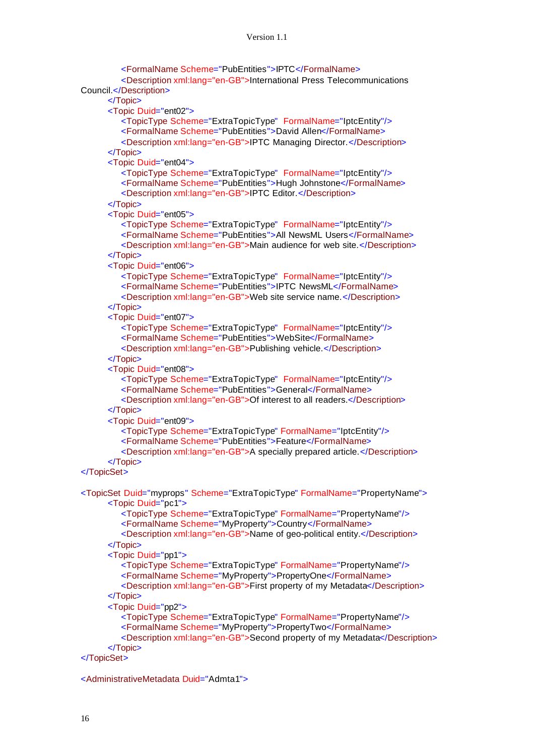```
            <FormalName Scheme="PubEntities">IPTC</FormalName>
            <Description xml:lang="en-GB">International Press Telecommunications
Council.</Description>
        </Topic>
        <Topic Duid="ent02">
            <TopicType Scheme="ExtraTopicType"  FormalName="IptcEntity"/>
            <FormalName Scheme="PubEntities">David Allen</FormalName>
            <Description xml:lang="en-GB">IPTC Managing Director.</Description>
        </Topic>
        <Topic Duid="ent04">
            <TopicType Scheme="ExtraTopicType"  FormalName="IptcEntity"/>
            <FormalName Scheme="PubEntities">Hugh Johnstone</FormalName>
            <Description xml:lang="en-GB">IPTC Editor.</Description>
        </Topic>
        <Topic Duid="ent05">
            <TopicType Scheme="ExtraTopicType"  FormalName="IptcEntity"/>
            <FormalName Scheme="PubEntities">All NewsML Users</FormalName>
            <Description xml:lang="en-GB">Main audience for web site.</Description>
        </Topic>
        <Topic Duid="ent06">
            <TopicType Scheme="ExtraTopicType"  FormalName="IptcEntity"/>
            <FormalName Scheme="PubEntities">IPTC NewsML</FormalName>
            <Description xml:lang="en-GB">Web site service name.</Description>
        </Topic>
        <Topic Duid="ent07">
            <TopicType Scheme="ExtraTopicType"  FormalName="IptcEntity"/>
            <FormalName Scheme="PubEntities">WebSite</FormalName>
            <Description xml:lang="en-GB">Publishing vehicle.</Description>
        </Topic>
        <Topic Duid="ent08">
            <TopicType Scheme="ExtraTopicType"  FormalName="IptcEntity"/>
            <FormalName Scheme="PubEntities">General</FormalName>
            <Description xml:lang="en-GB">Of interest to all readers.</Description>
        </Topic>
        <Topic Duid="ent09">
            <TopicType Scheme="ExtraTopicType" FormalName="IptcEntity"/>
            <FormalName Scheme="PubEntities">Feature</FormalName>
            <Description xml:lang="en-GB">A specially prepared article.</Description>
        </Topic>
</TopicSet>

<TopicSet Duid="myprops" Scheme="ExtraTopicType" FormalName="PropertyName">
        <Topic Duid="pc1">
            <TopicType Scheme="ExtraTopicType" FormalName="PropertyName"/>
            <FormalName Scheme="MyProperty">Country</FormalName>
            <Description xml:lang="en-GB">Name of geo-political entity.</Description>
        </Topic>
        <Topic Duid="pp1">
            <TopicType Scheme="ExtraTopicType" FormalName="PropertyName"/>
            <FormalName Scheme="MyProperty">PropertyOne</FormalName>
            <Description xml:lang="en-GB">First property of my Metadata</Description>
        </Topic>
        <Topic Duid="pp2">
            <TopicType Scheme="ExtraTopicType" FormalName="PropertyName"/>
            <FormalName Scheme="MyProperty">PropertyTwo</FormalName>
            <Description xml:lang="en-GB">Second property of my Metadata</Description>
        </Topic>
</TopicSet>

<AdministrativeMetadata Duid="Admta1">
```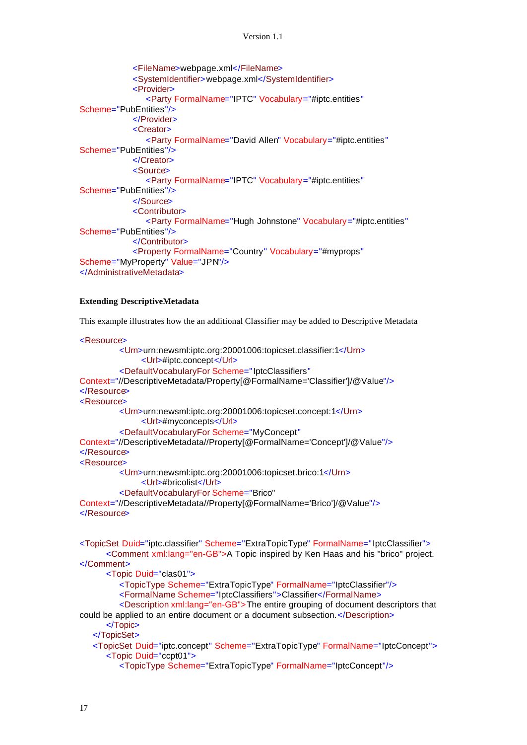```
                <FileName>webpage.xml</FileName>
                <SystemIdentifier>webpage.xml</SystemIdentifier>
                <Provider>
                    <Party FormalName="IPTC" Vocabulary="#iptc.entities"
Scheme="PubEntities"/>
                </Provider>
                <Creator>
                    <Party FormalName="David Allen" Vocabulary="#iptc.entities"
Scheme="PubEntities"/>
                </Creator>
                <Source>
                    <Party FormalName="IPTC" Vocabulary="#iptc.entities"
Scheme="PubEntities"/>
                </Source>
                <Contributor>
                    <Party FormalName="Hugh Johnstone" Vocabulary="#iptc.entities"
Scheme="PubEntities"/>
                </Contributor>
                <Property FormalName="Country" Vocabulary="#myprops"
Scheme="MyProperty" Value="JPN"/>
</AdministrativeMetadata>
```

**Extending DescriptiveMetadata**

This example illustrates how the an additional Classifier may be added to Descriptive Metadata

```
<Resource>
            <Urn>urn:newsml:iptc.org:20001006:topicset.classifier:1</Urn>
                  <Url>#iptc.concept</Url>
            <DefaultVocabularyFor Scheme="IptcClassifiers"
Context="//DescriptiveMetadata/Property[@FormalName='Classifier']/@Value"/>
</Resource>
<Resource>
            <Urn>urn:newsml:iptc.org:20001006:topicset.concept:1</Urn>
                  <Url>#myconcepts</Url>
            <DefaultVocabularyFor Scheme="MyConcept"
Context="//DescriptiveMetadata//Property[@FormalName='Concept']/@Value"/>
</Resource>
<Resource>
            <Urn>urn:newsml:iptc.org:20001006:topicset.brico:1</Urn>
                  <Url>#bricolist</Url>
            <DefaultVocabularyFor Scheme="Brico"
Context="//DescriptiveMetadata//Property[@FormalName='Brico']/@Value"/>
</Resource>


<TopicSet Duid="iptc.classifier" Scheme="ExtraTopicType" FormalName="IptcClassifier">
        <Comment xml:lang="en-GB">A Topic inspired by Ken Haas and his "brico" project.
</Comment>
        <Topic Duid="clas01">
            <TopicType Scheme="ExtraTopicType" FormalName="IptcClassifier"/>
            <FormalName Scheme="IptcClassifiers">Classifier</FormalName>
            <Description xml:lang="en-GB">The entire grouping of document descriptors that
could be applied to an entire document or a document subsection.</Description>
        </Topic>
    </TopicSet>
    <TopicSet Duid="iptc.concept" Scheme="ExtraTopicType" FormalName="IptcConcept">
        <Topic Duid="ccpt01">
            <TopicType Scheme="ExtraTopicType" FormalName="IptcConcept"/>
```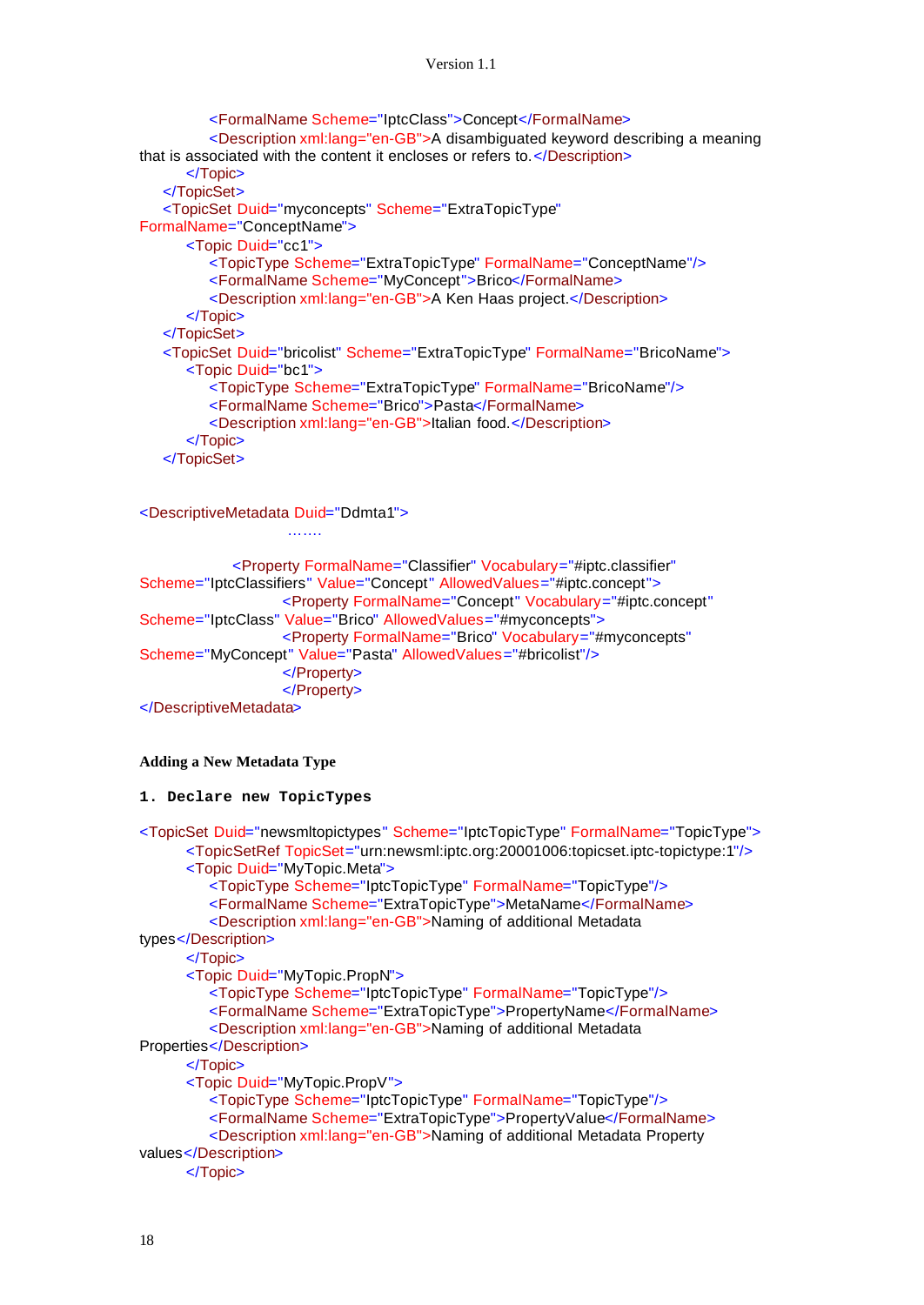```
            <FormalName Scheme="IptcClass">Concept</FormalName>
            <Description xml:lang="en-GB">A disambiguated keyword describing a meaning
that is associated with the content it encloses or refers to.</Description>
        </Topic>
    </TopicSet>
    <TopicSet Duid="myconcepts" Scheme="ExtraTopicType"
FormalName="ConceptName">
        <Topic Duid="cc1">
            <TopicType Scheme="ExtraTopicType" FormalName="ConceptName"/>
            <FormalName Scheme="MyConcept">Brico</FormalName>
            <Description xml:lang="en-GB">A Ken Haas project.</Description>
        </Topic>
    </TopicSet>
    <TopicSet Duid="bricolist" Scheme="ExtraTopicType" FormalName="BricoName">
        <Topic Duid="bc1">
            <TopicType Scheme="ExtraTopicType" FormalName="BricoName"/>
            <FormalName Scheme="Brico">Pasta</FormalName>
            <Description xml:lang="en-GB">Italian food.</Description>
        </Topic>
    </TopicSet>


<DescriptiveMetadata Duid="Ddmta1">
                        .......

                <Property FormalName="Classifier" Vocabulary="#iptc.classifier"
Scheme="IptcClassifiers" Value="Concept" AllowedValues="#iptc.concept">
                        <Property FormalName="Concept" Vocabulary="#iptc.concept"
Scheme="IptcClass" Value="Brico" AllowedValues="#myconcepts">
                        <Property FormalName="Brico" Vocabulary="#myconcepts"
Scheme="MyConcept" Value="Pasta" AllowedValues="#bricolist"/>
                        </Property>
                        </Property>
</DescriptiveMetadata>
```

**Adding a New Metadata Type**

**1. Declare new TopicTypes**

```
<TopicSet Duid="newsmltopictypes" Scheme="IptcTopicType" FormalName="TopicType">
        <TopicSetRef TopicSet="urn:newsml:iptc.org:20001006:topicset.iptc-topictype:1"/>
        <Topic Duid="MyTopic.Meta">
            <TopicType Scheme="IptcTopicType" FormalName="TopicType"/>
            <FormalName Scheme="ExtraTopicType">MetaName</FormalName>
            <Description xml:lang="en-GB">Naming of additional Metadata
types</Description>
        </Topic>
        <Topic Duid="MyTopic.PropN">
            <TopicType Scheme="IptcTopicType" FormalName="TopicType"/>
            <FormalName Scheme="ExtraTopicType">PropertyName</FormalName>
            <Description xml:lang="en-GB">Naming of additional Metadata
Properties</Description>
        </Topic>
        <Topic Duid="MyTopic.PropV">
            <TopicType Scheme="IptcTopicType" FormalName="TopicType"/>
            <FormalName Scheme="ExtraTopicType">PropertyValue</FormalName>
            <Description xml:lang="en-GB">Naming of additional Metadata Property
values</Description>
        </Topic>
```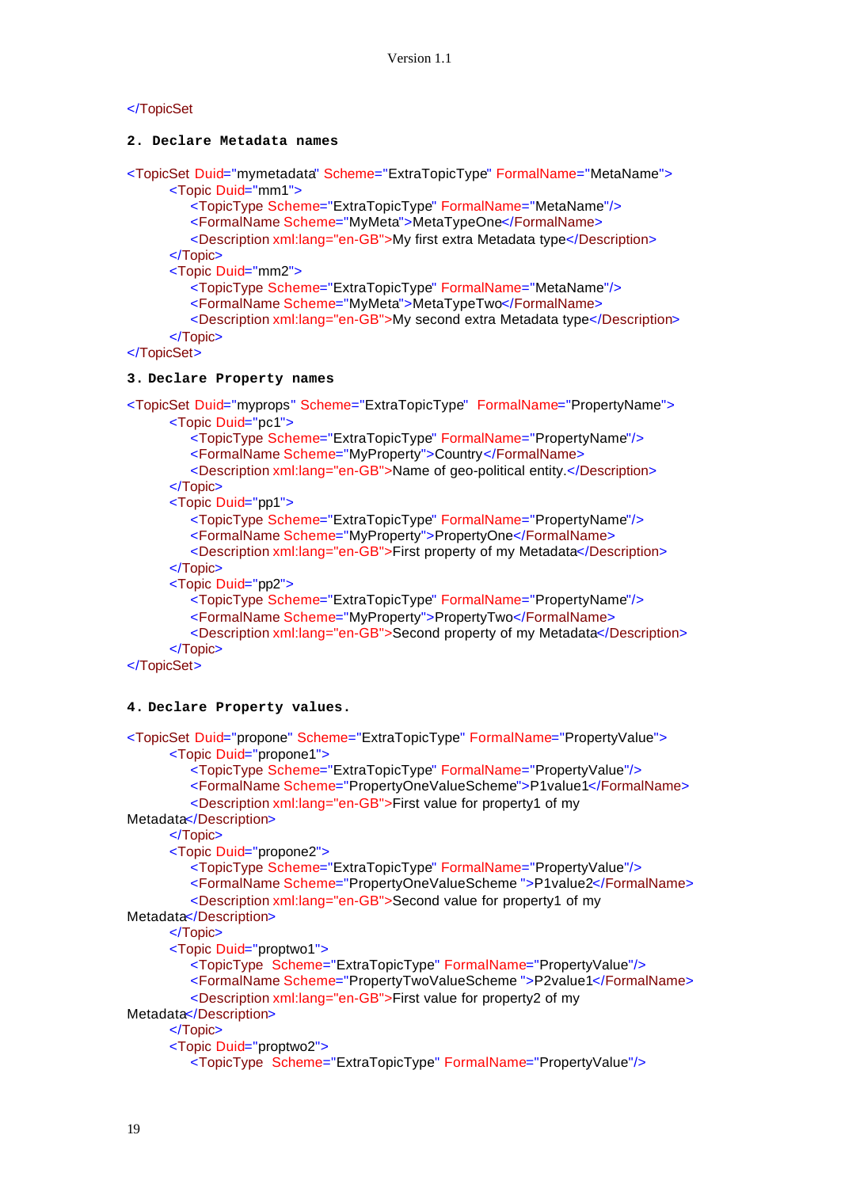```
</TopicSet
```

**2. Declare Metadata names**

```
<TopicSet Duid="mymetadata" Scheme="ExtraTopicType" FormalName="MetaName">
        <Topic Duid="mm1">
            <TopicType Scheme="ExtraTopicType" FormalName="MetaName"/>
            <FormalName Scheme="MyMeta">MetaTypeOne</FormalName>
            <Description xml:lang="en-GB">My first extra Metadata type</Description>
        </Topic>
        <Topic Duid="mm2">
            <TopicType Scheme="ExtraTopicType" FormalName="MetaName"/>
            <FormalName Scheme="MyMeta">MetaTypeTwo</FormalName>
            <Description xml:lang="en-GB">My second extra Metadata type</Description>
        </Topic>
</TopicSet>
```

**3. Declare Property names**

```
<TopicSet Duid="myprops" Scheme="ExtraTopicType"  FormalName="PropertyName">
        <Topic Duid="pc1">
            <TopicType Scheme="ExtraTopicType" FormalName="PropertyName"/>
            <FormalName Scheme="MyProperty">Country</FormalName>
            <Description xml:lang="en-GB">Name of geo-political entity.</Description>
        </Topic>
        <Topic Duid="pp1">
            <TopicType Scheme="ExtraTopicType" FormalName="PropertyName"/>
            <FormalName Scheme="MyProperty">PropertyOne</FormalName>
            <Description xml:lang="en-GB">First property of my Metadata</Description>
        </Topic>
        <Topic Duid="pp2">
            <TopicType Scheme="ExtraTopicType" FormalName="PropertyName"/>
            <FormalName Scheme="MyProperty">PropertyTwo</FormalName>
            <Description xml:lang="en-GB">Second property of my Metadata</Description>
        </Topic>
</TopicSet>
```

**4. Declare Property values.**

```
<TopicSet Duid="propone" Scheme="ExtraTopicType" FormalName="PropertyValue">
        <Topic Duid="propone1">
            <TopicType Scheme="ExtraTopicType" FormalName="PropertyValue"/>
            <FormalName Scheme="PropertyOneValueScheme">P1value1</FormalName>
            <Description xml:lang="en-GB">First value for property1 of my
Metadata</Description>
        </Topic>
        <Topic Duid="propone2">
            <TopicType Scheme="ExtraTopicType" FormalName="PropertyValue"/>
            <FormalName Scheme="PropertyOneValueScheme ">P1value2</FormalName>
            <Description xml:lang="en-GB">Second value for property1 of my
Metadata</Description>
        </Topic>
        <Topic Duid="proptwo1">
            <TopicType  Scheme="ExtraTopicType" FormalName="PropertyValue"/>
            <FormalName Scheme="PropertyTwoValueScheme ">P2value1</FormalName>
            <Description xml:lang="en-GB">First value for property2 of my
Metadata</Description>
        </Topic>
        <Topic Duid="proptwo2">
            <TopicType  Scheme="ExtraTopicType" FormalName="PropertyValue"/>
```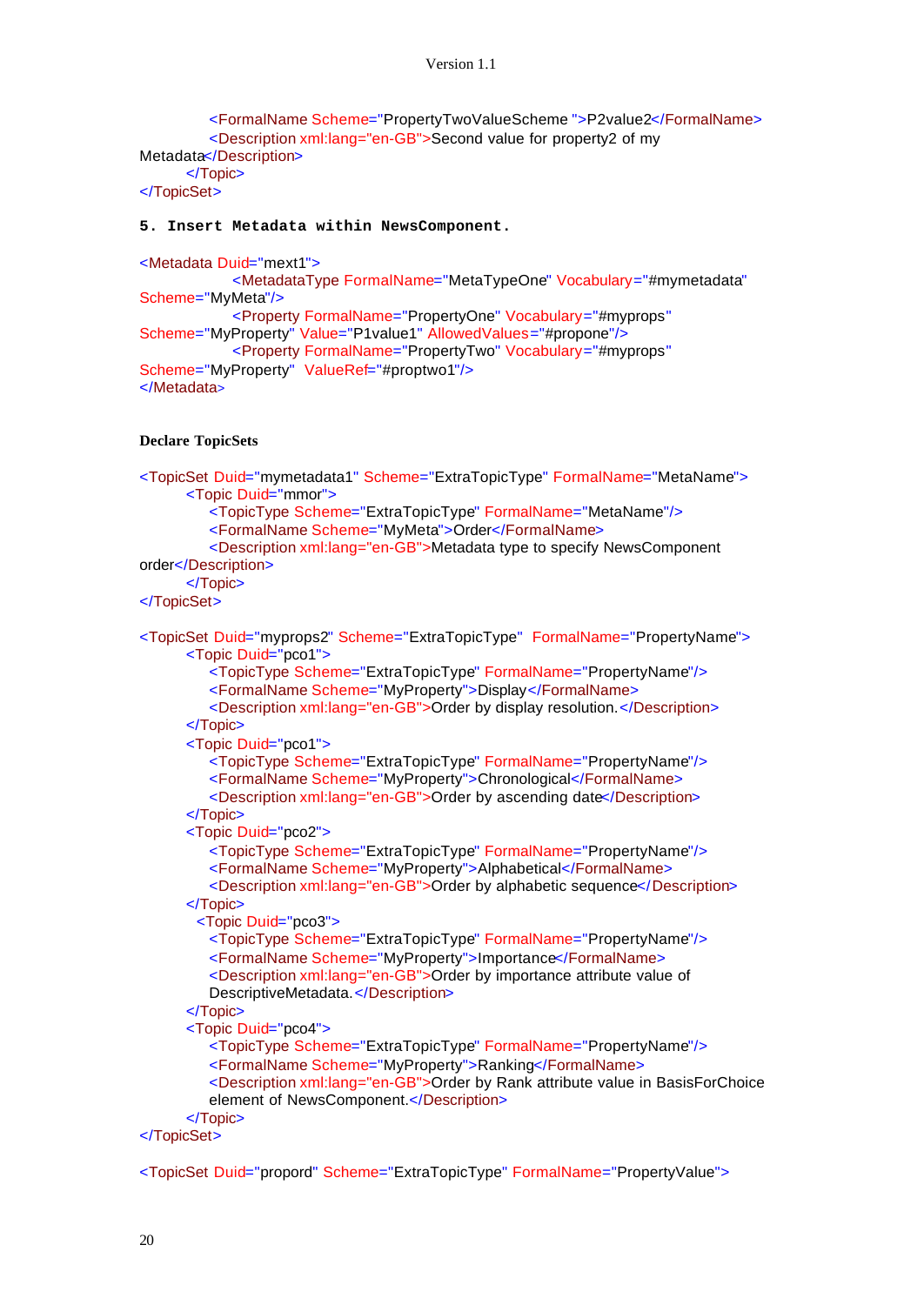```
            <FormalName Scheme="PropertyTwoValueScheme ">P2value2</FormalName>
            <Description xml:lang="en-GB">Second value for property2 of my
Metadata</Description>
        </Topic>
</TopicSet>
```

**5. Insert Metadata within NewsComponent.**

```
<Metadata Duid="mext1">
            <MetadataType FormalName="MetaTypeOne" Vocabulary="#mymetadata"
Scheme="MyMeta"/>
            <Property FormalName="PropertyOne" Vocabulary="#myprops"
Scheme="MyProperty" Value="P1value1" AllowedValues="#propone"/>
            <Property FormalName="PropertyTwo" Vocabulary="#myprops"
Scheme="MyProperty"  ValueRef="#proptwo1"/>
</Metadata>
```

**Declare TopicSets**

```
<TopicSet Duid="mymetadata1" Scheme="ExtraTopicType" FormalName="MetaName">
        <Topic Duid="mmor">
            <TopicType Scheme="ExtraTopicType" FormalName="MetaName"/>
            <FormalName Scheme="MyMeta">Order</FormalName>
            <Description xml:lang="en-GB">Metadata type to specify NewsComponent
order</Description>
        </Topic>
</TopicSet>

<TopicSet Duid="myprops2" Scheme="ExtraTopicType"  FormalName="PropertyName">
        <Topic Duid="pco1">
            <TopicType Scheme="ExtraTopicType" FormalName="PropertyName"/>
            <FormalName Scheme="MyProperty">Display</FormalName>
            <Description xml:lang="en-GB">Order by display resolution.</Description>
        </Topic>
        <Topic Duid="pco1">
            <TopicType Scheme="ExtraTopicType" FormalName="PropertyName"/>
            <FormalName Scheme="MyProperty">Chronological</FormalName>
            <Description xml:lang="en-GB">Order by ascending date</Description>
        </Topic>
        <Topic Duid="pco2">
            <TopicType Scheme="ExtraTopicType" FormalName="PropertyName"/>
            <FormalName Scheme="MyProperty">Alphabetical</FormalName>
            <Description xml:lang="en-GB">Order by alphabetic sequence</Description>
        </Topic>
          <Topic Duid="pco3">
            <TopicType Scheme="ExtraTopicType" FormalName="PropertyName"/>
            <FormalName Scheme="MyProperty">Importance</FormalName>
            <Description xml:lang="en-GB">Order by importance attribute value of
            DescriptiveMetadata.</Description>
        </Topic>
        <Topic Duid="pco4">
            <TopicType Scheme="ExtraTopicType" FormalName="PropertyName"/>
            <FormalName Scheme="MyProperty">Ranking</FormalName>
            <Description xml:lang="en-GB">Order by Rank attribute value in BasisForChoice
            element of NewsComponent.</Description>
        </Topic>
</TopicSet>

<TopicSet Duid="propord" Scheme="ExtraTopicType" FormalName="PropertyValue">
```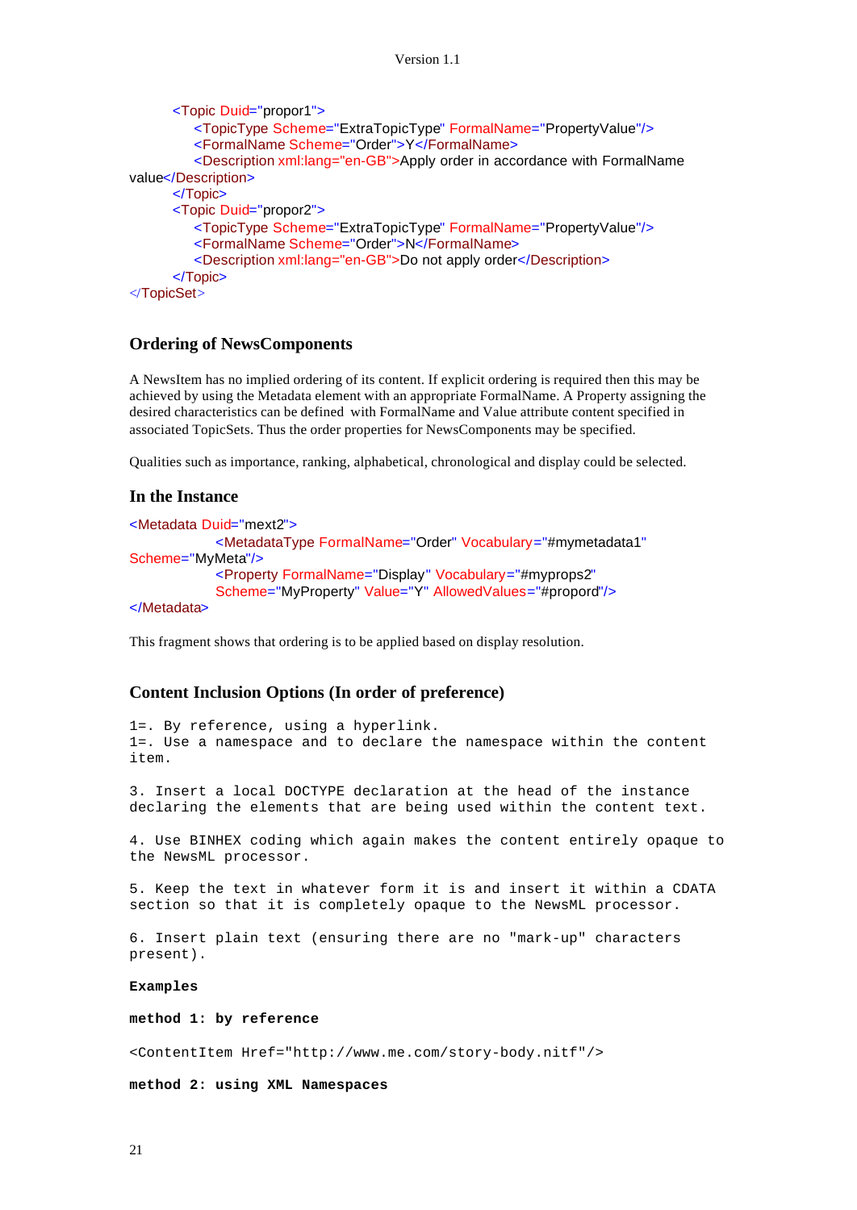```
        <Topic Duid="propor1">
            <TopicType Scheme="ExtraTopicType" FormalName="PropertyValue"/>
            <FormalName Scheme="Order">Y</FormalName>
            <Description xml:lang="en-GB">Apply order in accordance with FormalName
value</Description>
        </Topic>
        <Topic Duid="propor2">
            <TopicType Scheme="ExtraTopicType" FormalName="PropertyValue"/>
            <FormalName Scheme="Order">N</FormalName>
            <Description xml:lang="en-GB">Do not apply order</Description>
        </Topic>
</TopicSet>
```

### Ordering of NewsComponents

A NewsItem has no implied ordering of its content. If explicit ordering is required then this may be achieved by using the Metadata element with an appropriate FormalName. A Property assigning the desired characteristics can be defined with FormalName and Value attribute content specified in associated TopicSets. Thus the order properties for NewsComponents may be specified.

Qualities such as importance, ranking, alphabetical, chronological and display could be selected.

### In the Instance

```
<Metadata Duid="mext2">
                <MetadataType FormalName="Order" Vocabulary="#mymetadata1"
Scheme="MyMeta"/>
                <Property FormalName="Display" Vocabulary="#myprops2"
                Scheme="MyProperty" Value="Y" AllowedValues="#propord"/>
</Metadata>
```

This fragment shows that ordering is to be applied based on display resolution.

### Content Inclusion Options (In order of preference)

```
1=. By reference, using a hyperlink.
1=. Use a namespace and to declare the namespace within the content
item.

3. Insert a local DOCTYPE declaration at the head of the instance
declaring the elements that are being used within the content text.

4. Use BINHEX coding which again makes the content entirely opaque to
the NewsML processor.

5. Keep the text in whatever form it is and insert it within a CDATA
section so that it is completely opaque to the NewsML processor.

6. Insert plain text (ensuring there are no "mark-up" characters
present).
```

**Examples**

**method 1: by reference**

```
<ContentItem Href="http://www.me.com/story-body.nitf"/>
```

**method 2: using XML Namespaces**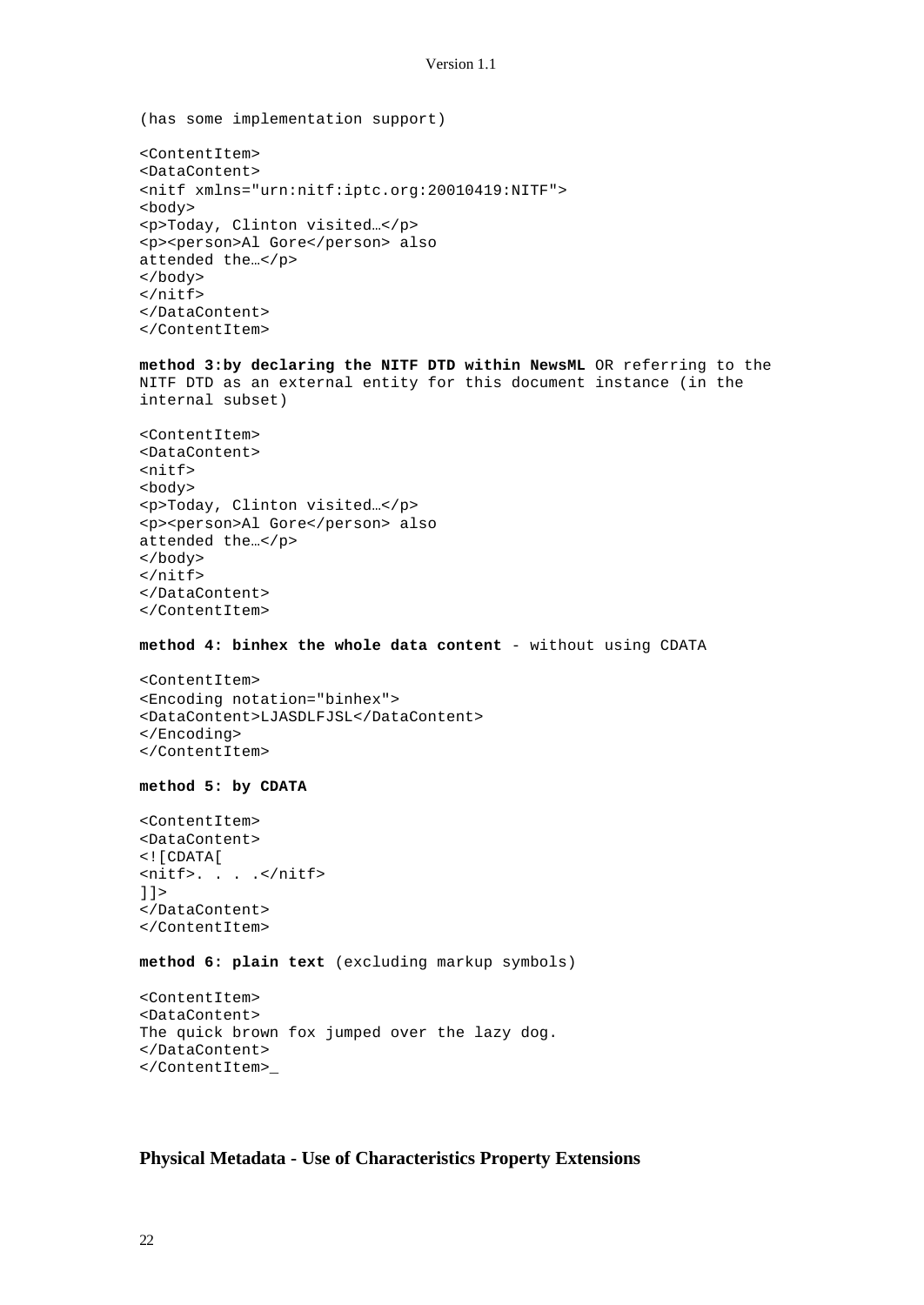(has some implementation support)

```
<ContentItem>
<DataContent>
<nitf xmlns="urn:nitf:iptc.org:20010419:NITF">
<body>
<p>Today, Clinton visited…</p>
<p><person>Al Gore</person> also
attended the…</p>
</body>
</nitf>
</DataContent>
</ContentItem>
```

**method 3:by declaring the NITF DTD within NewsML** OR referring to the NITF DTD as an external entity for this document instance (in the internal subset)

```
<ContentItem>
<DataContent>
<nitf>
<body>
<p>Today, Clinton visited…</p>
<p><person>Al Gore</person> also
attended the…</p>
</body>
</nitf>
</DataContent>
</ContentItem>
```

**method 4: binhex the whole data content** - without using CDATA

```
<ContentItem>
<Encoding notation="binhex">
<DataContent>LJASDLFJSL</DataContent>
</Encoding>
</ContentItem>
```

**method 5: by CDATA**

```
<ContentItem>
<DataContent>
<![CDATA[
<nitf>. . . .</nitf>
]]>
</DataContent>
</ContentItem>
```

**method 6: plain text** (excluding markup symbols)

```
<ContentItem>
<DataContent>
The quick brown fox jumped over the lazy dog.
</DataContent>
</ContentItem>_
```

## Physical Metadata - Use of Characteristics Property Extensions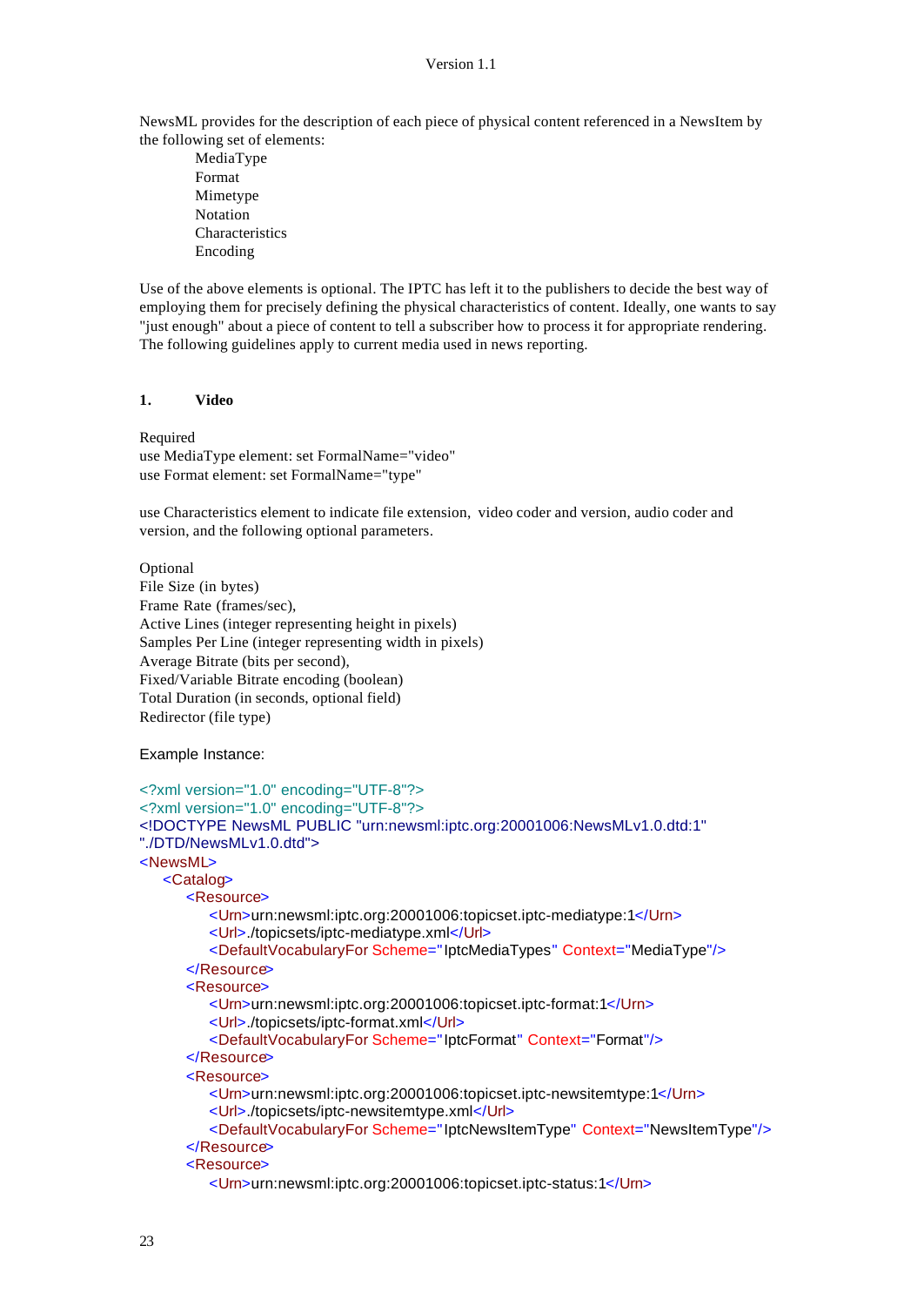NewsML provides for the description of each piece of physical content referenced in a NewsItem by the following set of elements:

- MediaType
- Format
- Mimetype
- Notation
- Characteristics
- Encoding

Use of the above elements is optional. The IPTC has left it to the publishers to decide the best way of employing them for precisely defining the physical characteristics of content. Ideally, one wants to say "just enough" about a piece of content to tell a subscriber how to process it for appropriate rendering. The following guidelines apply to current media used in news reporting.

## 1. Video

Required
use MediaType element: set FormalName="video"
use Format element: set FormalName="type"

use Characteristics element to indicate file extension, video coder and version, audio coder and version, and the following optional parameters.

Optional
File Size (in bytes)
Frame Rate (frames/sec),
Active Lines (integer representing height in pixels)
Samples Per Line (integer representing width in pixels)
Average Bitrate (bits per second),
Fixed/Variable Bitrate encoding (boolean)
Total Duration (in seconds, optional field)
Redirector (file type)

Example Instance:

```
<?xml version="1.0" encoding="UTF-8"?>
<?xml version="1.0" encoding="UTF-8"?>
<!DOCTYPE NewsML PUBLIC "urn:newsml:iptc.org:20001006:NewsMLv1.0.dtd:1"
"./DTD/NewsMLv1.0.dtd">
<NewsML>
    <Catalog>
        <Resource>
            <Urn>urn:newsml:iptc.org:20001006:topicset.iptc-mediatype:1</Urn>
            <Url>./topicsets/iptc-mediatype.xml</Url>
            <DefaultVocabularyFor Scheme="IptcMediaTypes" Context="MediaType"/>
        </Resource>
        <Resource>
            <Urn>urn:newsml:iptc.org:20001006:topicset.iptc-format:1</Urn>
            <Url>./topicsets/iptc-format.xml</Url>
            <DefaultVocabularyFor Scheme="IptcFormat" Context="Format"/>
        </Resource>
        <Resource>
            <Urn>urn:newsml:iptc.org:20001006:topicset.iptc-newsitemtype:1</Urn>
            <Url>./topicsets/iptc-newsitemtype.xml</Url>
            <DefaultVocabularyFor Scheme="IptcNewsItemType" Context="NewsItemType"/>
        </Resource>
        <Resource>
            <Urn>urn:newsml:iptc.org:20001006:topicset.iptc-status:1</Urn>
```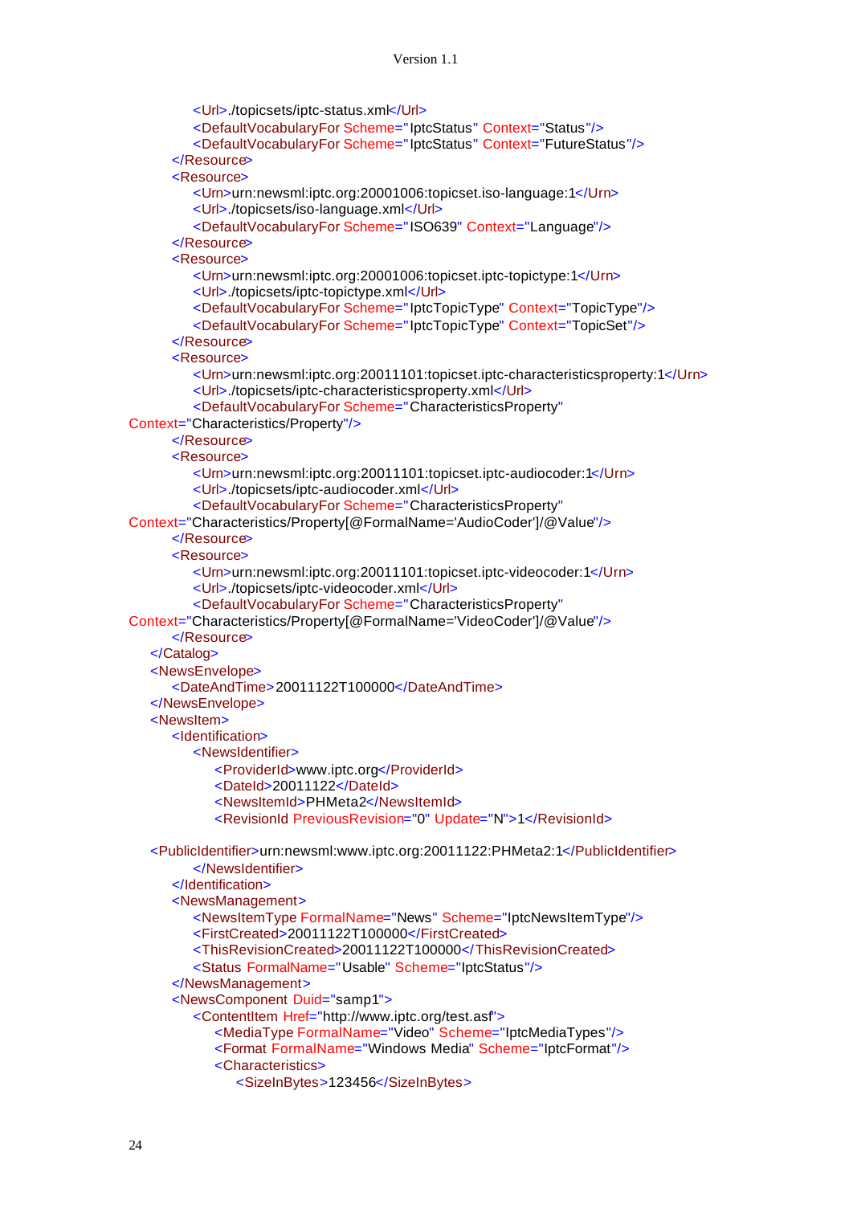```
            <Url>./topicsets/iptc-status.xml</Url>
            <DefaultVocabularyFor Scheme="IptcStatus" Context="Status"/>
            <DefaultVocabularyFor Scheme="IptcStatus" Context="FutureStatus"/>
        </Resource>
        <Resource>
            <Urn>urn:newsml:iptc.org:20001006:topicset.iso-language:1</Urn>
            <Url>./topicsets/iso-language.xml</Url>
            <DefaultVocabularyFor Scheme="ISO639" Context="Language"/>
        </Resource>
        <Resource>
            <Urn>urn:newsml:iptc.org:20001006:topicset.iptc-topictype:1</Urn>
            <Url>./topicsets/iptc-topictype.xml</Url>
            <DefaultVocabularyFor Scheme="IptcTopicType" Context="TopicType"/>
            <DefaultVocabularyFor Scheme="IptcTopicType" Context="TopicSet"/>
        </Resource>
        <Resource>
            <Urn>urn:newsml:iptc.org:20011101:topicset.iptc-characteristicsproperty:1</Urn>
            <Url>./topicsets/iptc-characteristicsproperty.xml</Url>
            <DefaultVocabularyFor Scheme="CharacteristicsProperty"
Context="Characteristics/Property"/>
        </Resource>
        <Resource>
            <Urn>urn:newsml:iptc.org:20011101:topicset.iptc-audiocoder:1</Urn>
            <Url>./topicsets/iptc-audiocoder.xml</Url>
            <DefaultVocabularyFor Scheme="CharacteristicsProperty"
Context="Characteristics/Property[@FormalName='AudioCoder']/@Value"/>
        </Resource>
        <Resource>
            <Urn>urn:newsml:iptc.org:20011101:topicset.iptc-videocoder:1</Urn>
            <Url>./topicsets/iptc-videocoder.xml</Url>
            <DefaultVocabularyFor Scheme="CharacteristicsProperty"
Context="Characteristics/Property[@FormalName='VideoCoder']/@Value"/>
        </Resource>
    </Catalog>
    <NewsEnvelope>
        <DateAndTime>20011122T100000</DateAndTime>
    </NewsEnvelope>
    <NewsItem>
        <Identification>
            <NewsIdentifier>
                <ProviderId>www.iptc.org</ProviderId>
                <DateId>20011122</DateId>
                <NewsItemId>PHMeta2</NewsItemId>
                <RevisionId PreviousRevision="0" Update="N">1</RevisionId>

    <PublicIdentifier>urn:newsml:www.iptc.org:20011122:PHMeta2:1</PublicIdentifier>
            </NewsIdentifier>
        </Identification>
        <NewsManagement>
            <NewsItemType FormalName="News" Scheme="IptcNewsItemType"/>
            <FirstCreated>20011122T100000</FirstCreated>
            <ThisRevisionCreated>20011122T100000</ThisRevisionCreated>
            <Status FormalName="Usable" Scheme="IptcStatus"/>
        </NewsManagement>
        <NewsComponent Duid="samp1">
            <ContentItem Href="http://www.iptc.org/test.asf">
                <MediaType FormalName="Video" Scheme="IptcMediaTypes"/>
                <Format FormalName="Windows Media" Scheme="IptcFormat"/>
                <Characteristics>
                    <SizeInBytes>123456</SizeInBytes>
```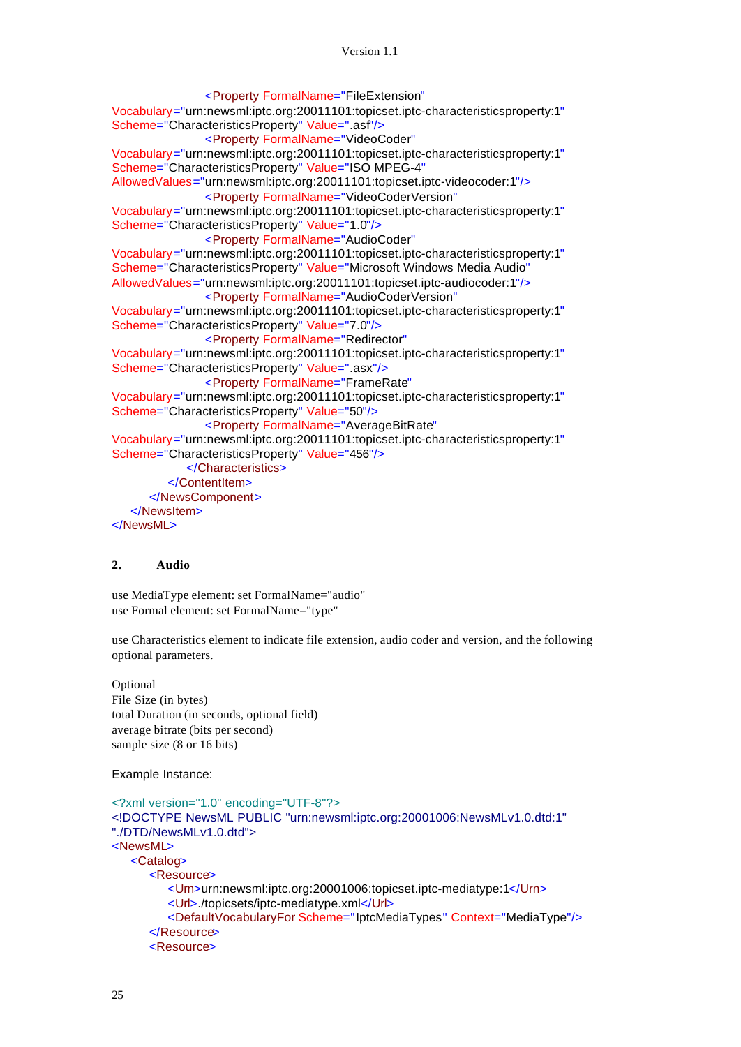```
                    <Property FormalName="FileExtension"
Vocabulary="urn:newsml:iptc.org:20011101:topicset.iptc-characteristicsproperty:1"
Scheme="CharacteristicsProperty" Value=".asf"/>
                    <Property FormalName="VideoCoder"
Vocabulary="urn:newsml:iptc.org:20011101:topicset.iptc-characteristicsproperty:1"
Scheme="CharacteristicsProperty" Value="ISO MPEG-4"
AllowedValues="urn:newsml:iptc.org:20011101:topicset.iptc-videocoder:1"/>
                    <Property FormalName="VideoCoderVersion"
Vocabulary="urn:newsml:iptc.org:20011101:topicset.iptc-characteristicsproperty:1"
Scheme="CharacteristicsProperty" Value="1.0"/>
                    <Property FormalName="AudioCoder"
Vocabulary="urn:newsml:iptc.org:20011101:topicset.iptc-characteristicsproperty:1"
Scheme="CharacteristicsProperty" Value="Microsoft Windows Media Audio"
AllowedValues="urn:newsml:iptc.org:20011101:topicset.iptc-audiocoder:1"/>
                    <Property FormalName="AudioCoderVersion"
Vocabulary="urn:newsml:iptc.org:20011101:topicset.iptc-characteristicsproperty:1"
Scheme="CharacteristicsProperty" Value="7.0"/>
                    <Property FormalName="Redirector"
Vocabulary="urn:newsml:iptc.org:20011101:topicset.iptc-characteristicsproperty:1"
Scheme="CharacteristicsProperty" Value=".asx"/>
                    <Property FormalName="FrameRate"
Vocabulary="urn:newsml:iptc.org:20011101:topicset.iptc-characteristicsproperty:1"
Scheme="CharacteristicsProperty" Value="50"/>
                    <Property FormalName="AverageBitRate"
Vocabulary="urn:newsml:iptc.org:20011101:topicset.iptc-characteristicsproperty:1"
Scheme="CharacteristicsProperty" Value="456"/>
                </Characteristics>
            </ContentItem>
        </NewsComponent>
    </NewsItem>
</NewsML>
```

## 2. Audio

use MediaType element: set FormalName="audio"
use Formal element: set FormalName="type"

use Characteristics element to indicate file extension, audio coder and version, and the following optional parameters.

Optional
File Size (in bytes)
total Duration (in seconds, optional field)
average bitrate (bits per second)
sample size (8 or 16 bits)

Example Instance:

```
<?xml version="1.0" encoding="UTF-8"?>
<!DOCTYPE NewsML PUBLIC "urn:newsml:iptc.org:20001006:NewsMLv1.0.dtd:1"
"./DTD/NewsMLv1.0.dtd">
<NewsML>
    <Catalog>
        <Resource>
            <Urn>urn:newsml:iptc.org:20001006:topicset.iptc-mediatype:1</Urn>
            <Url>./topicsets/iptc-mediatype.xml</Url>
            <DefaultVocabularyFor Scheme="IptcMediaTypes" Context="MediaType"/>
        </Resource>
        <Resource>
```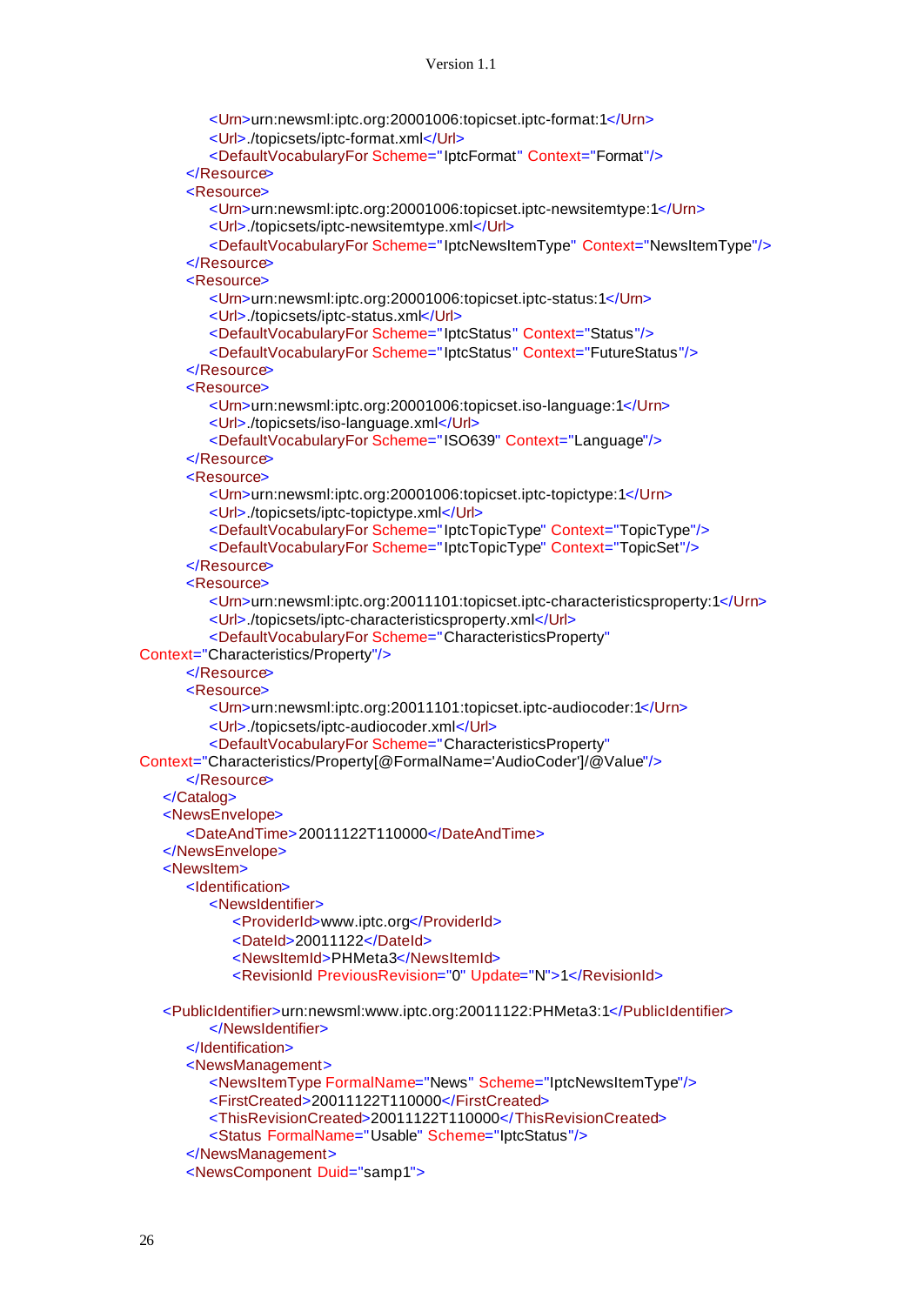```xml
                <Urn>urn:newsml:iptc.org:20001006:topicset.iptc-format:1</Urn>
                <Url>./topicsets/iptc-format.xml</Url>
                <DefaultVocabularyFor Scheme="IptcFormat" Context="Format"/>
            </Resource>
            <Resource>
                <Urn>urn:newsml:iptc.org:20001006:topicset.iptc-newsitemtype:1</Urn>
                <Url>./topicsets/iptc-newsitemtype.xml</Url>
                <DefaultVocabularyFor Scheme="IptcNewsItemType" Context="NewsItemType"/>
            </Resource>
            <Resource>
                <Urn>urn:newsml:iptc.org:20001006:topicset.iptc-status:1</Urn>
                <Url>./topicsets/iptc-status.xml</Url>
                <DefaultVocabularyFor Scheme="IptcStatus" Context="Status"/>
                <DefaultVocabularyFor Scheme="IptcStatus" Context="FutureStatus"/>
            </Resource>
            <Resource>
                <Urn>urn:newsml:iptc.org:20001006:topicset.iso-language:1</Urn>
                <Url>./topicsets/iso-language.xml</Url>
                <DefaultVocabularyFor Scheme="ISO639" Context="Language"/>
            </Resource>
            <Resource>
                <Urn>urn:newsml:iptc.org:20001006:topicset.iptc-topictype:1</Urn>
                <Url>./topicsets/iptc-topictype.xml</Url>
                <DefaultVocabularyFor Scheme="IptcTopicType" Context="TopicType"/>
                <DefaultVocabularyFor Scheme="IptcTopicType" Context="TopicSet"/>
            </Resource>
            <Resource>
                <Urn>urn:newsml:iptc.org:20011101:topicset.iptc-characteristicsproperty:1</Urn>
                <Url>./topicsets/iptc-characteristicsproperty.xml</Url>
                <DefaultVocabularyFor Scheme="CharacteristicsProperty"
Context="Characteristics/Property"/>
            </Resource>
            <Resource>
                <Urn>urn:newsml:iptc.org:20011101:topicset.iptc-audiocoder:1</Urn>
                <Url>./topicsets/iptc-audiocoder.xml</Url>
                <DefaultVocabularyFor Scheme="CharacteristicsProperty"
Context="Characteristics/Property[@FormalName='AudioCoder']/@Value"/>
            </Resource>
        </Catalog>
        <NewsEnvelope>
            <DateAndTime>20011122T110000</DateAndTime>
        </NewsEnvelope>
        <NewsItem>
            <Identification>
                <NewsIdentifier>
                    <ProviderId>www.iptc.org</ProviderId>
                    <DateId>20011122</DateId>
                    <NewsItemId>PHMeta3</NewsItemId>
                    <RevisionId PreviousRevision="0" Update="N">1</RevisionId>

        <PublicIdentifier>urn:newsml:www.iptc.org:20011122:PHMeta3:1</PublicIdentifier>
                </NewsIdentifier>
            </Identification>
            <NewsManagement>
                <NewsItemType FormalName="News" Scheme="IptcNewsItemType"/>
                <FirstCreated>20011122T110000</FirstCreated>
                <ThisRevisionCreated>20011122T110000</ThisRevisionCreated>
                <Status FormalName="Usable" Scheme="IptcStatus"/>
            </NewsManagement>
            <NewsComponent Duid="samp1">
```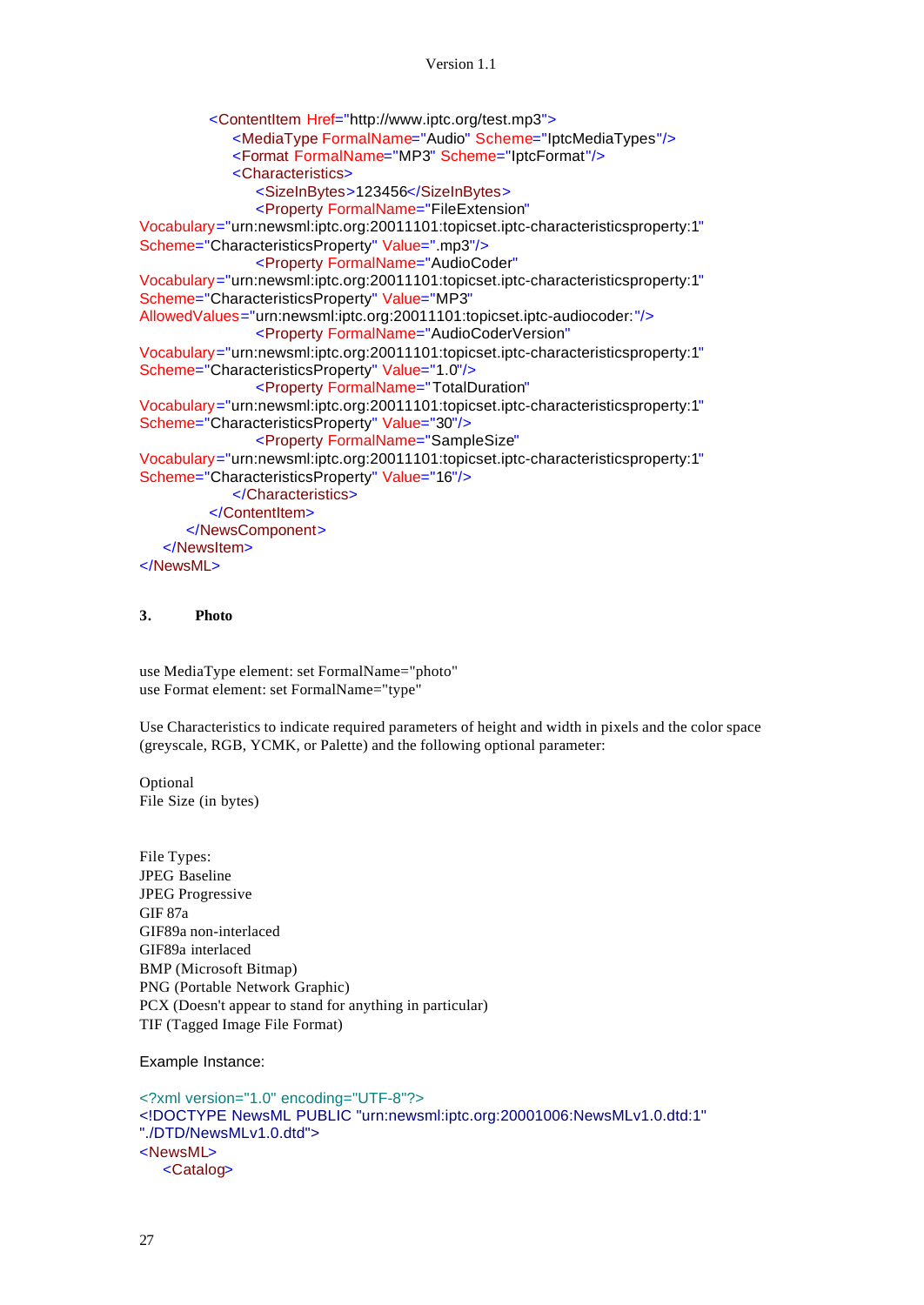```xml
            <ContentItem Href="http://www.iptc.org/test.mp3">
                <MediaType FormalName="Audio" Scheme="IptcMediaTypes"/>
                <Format FormalName="MP3" Scheme="IptcFormat"/>
                <Characteristics>
                    <SizeInBytes>123456</SizeInBytes>
                    <Property FormalName="FileExtension"
Vocabulary="urn:newsml:iptc.org:20011101:topicset.iptc-characteristicsproperty:1"
Scheme="CharacteristicsProperty" Value=".mp3"/>
                    <Property FormalName="AudioCoder"
Vocabulary="urn:newsml:iptc.org:20011101:topicset.iptc-characteristicsproperty:1"
Scheme="CharacteristicsProperty" Value="MP3"
AllowedValues="urn:newsml:iptc.org:20011101:topicset.iptc-audiocoder:"/>
                    <Property FormalName="AudioCoderVersion"
Vocabulary="urn:newsml:iptc.org:20011101:topicset.iptc-characteristicsproperty:1"
Scheme="CharacteristicsProperty" Value="1.0"/>
                    <Property FormalName="TotalDuration"
Vocabulary="urn:newsml:iptc.org:20011101:topicset.iptc-characteristicsproperty:1"
Scheme="CharacteristicsProperty" Value="30"/>
                    <Property FormalName="SampleSize"
Vocabulary="urn:newsml:iptc.org:20011101:topicset.iptc-characteristicsproperty:1"
Scheme="CharacteristicsProperty" Value="16"/>
                </Characteristics>
            </ContentItem>
        </NewsComponent>
    </NewsItem>
</NewsML>
```

## 3. Photo

use MediaType element: set FormalName="photo"
use Format element: set FormalName="type"

Use Characteristics to indicate required parameters of height and width in pixels and the color space (greyscale, RGB, YCMK, or Palette) and the following optional parameter:

Optional
File Size (in bytes)

File Types:
JPEG Baseline
JPEG Progressive
GIF 87a
GIF89a non-interlaced
GIF89a interlaced
BMP (Microsoft Bitmap)
PNG (Portable Network Graphic)
PCX (Doesn't appear to stand for anything in particular)
TIF (Tagged Image File Format)

Example Instance:

```xml
<?xml version="1.0" encoding="UTF-8"?>
<!DOCTYPE NewsML PUBLIC "urn:newsml:iptc.org:20001006:NewsMLv1.0.dtd:1"
"./DTD/NewsMLv1.0.dtd">
<NewsML>
    <Catalog>
```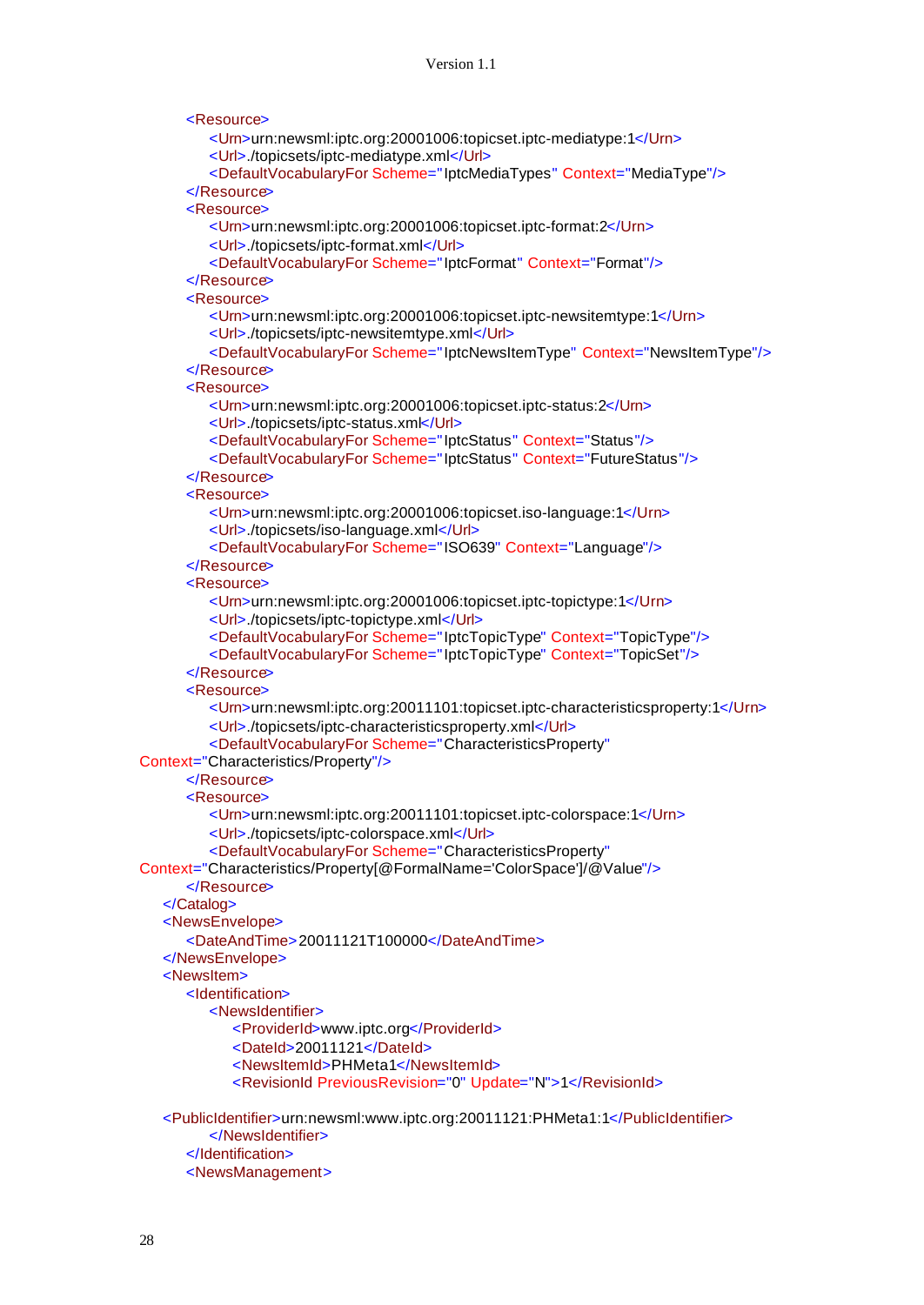```
        <Resource>
            <Urn>urn:newsml:iptc.org:20001006:topicset.iptc-mediatype:1</Urn>
            <Url>./topicsets/iptc-mediatype.xml</Url>
            <DefaultVocabularyFor Scheme="IptcMediaTypes" Context="MediaType"/>
        </Resource>
        <Resource>
            <Urn>urn:newsml:iptc.org:20001006:topicset.iptc-format:2</Urn>
            <Url>./topicsets/iptc-format.xml</Url>
            <DefaultVocabularyFor Scheme="IptcFormat" Context="Format"/>
        </Resource>
        <Resource>
            <Urn>urn:newsml:iptc.org:20001006:topicset.iptc-newsitemtype:1</Urn>
            <Url>./topicsets/iptc-newsitemtype.xml</Url>
            <DefaultVocabularyFor Scheme="IptcNewsItemType" Context="NewsItemType"/>
        </Resource>
        <Resource>
            <Urn>urn:newsml:iptc.org:20001006:topicset.iptc-status:2</Urn>
            <Url>./topicsets/iptc-status.xml</Url>
            <DefaultVocabularyFor Scheme="IptcStatus" Context="Status"/>
            <DefaultVocabularyFor Scheme="IptcStatus" Context="FutureStatus"/>
        </Resource>
        <Resource>
            <Urn>urn:newsml:iptc.org:20001006:topicset.iso-language:1</Urn>
            <Url>./topicsets/iso-language.xml</Url>
            <DefaultVocabularyFor Scheme="ISO639" Context="Language"/>
        </Resource>
        <Resource>
            <Urn>urn:newsml:iptc.org:20001006:topicset.iptc-topictype:1</Urn>
            <Url>./topicsets/iptc-topictype.xml</Url>
            <DefaultVocabularyFor Scheme="IptcTopicType" Context="TopicType"/>
            <DefaultVocabularyFor Scheme="IptcTopicType" Context="TopicSet"/>
        </Resource>
        <Resource>
            <Urn>urn:newsml:iptc.org:20011101:topicset.iptc-characteristicsproperty:1</Urn>
            <Url>./topicsets/iptc-characteristicsproperty.xml</Url>
            <DefaultVocabularyFor Scheme="CharacteristicsProperty"
Context="Characteristics/Property"/>
        </Resource>
        <Resource>
            <Urn>urn:newsml:iptc.org:20011101:topicset.iptc-colorspace:1</Urn>
            <Url>./topicsets/iptc-colorspace.xml</Url>
            <DefaultVocabularyFor Scheme="CharacteristicsProperty"
Context="Characteristics/Property[@FormalName='ColorSpace']/@Value"/>
        </Resource>
    </Catalog>
    <NewsEnvelope>
        <DateAndTime>20011121T100000</DateAndTime>
    </NewsEnvelope>
    <NewsItem>
        <Identification>
            <NewsIdentifier>
                <ProviderId>www.iptc.org</ProviderId>
                <DateId>20011121</DateId>
                <NewsItemId>PHMeta1</NewsItemId>
                <RevisionId PreviousRevision="0" Update="N">1</RevisionId>

    <PublicIdentifier>urn:newsml:www.iptc.org:20011121:PHMeta1:1</PublicIdentifier>
            </NewsIdentifier>
        </Identification>
        <NewsManagement>
```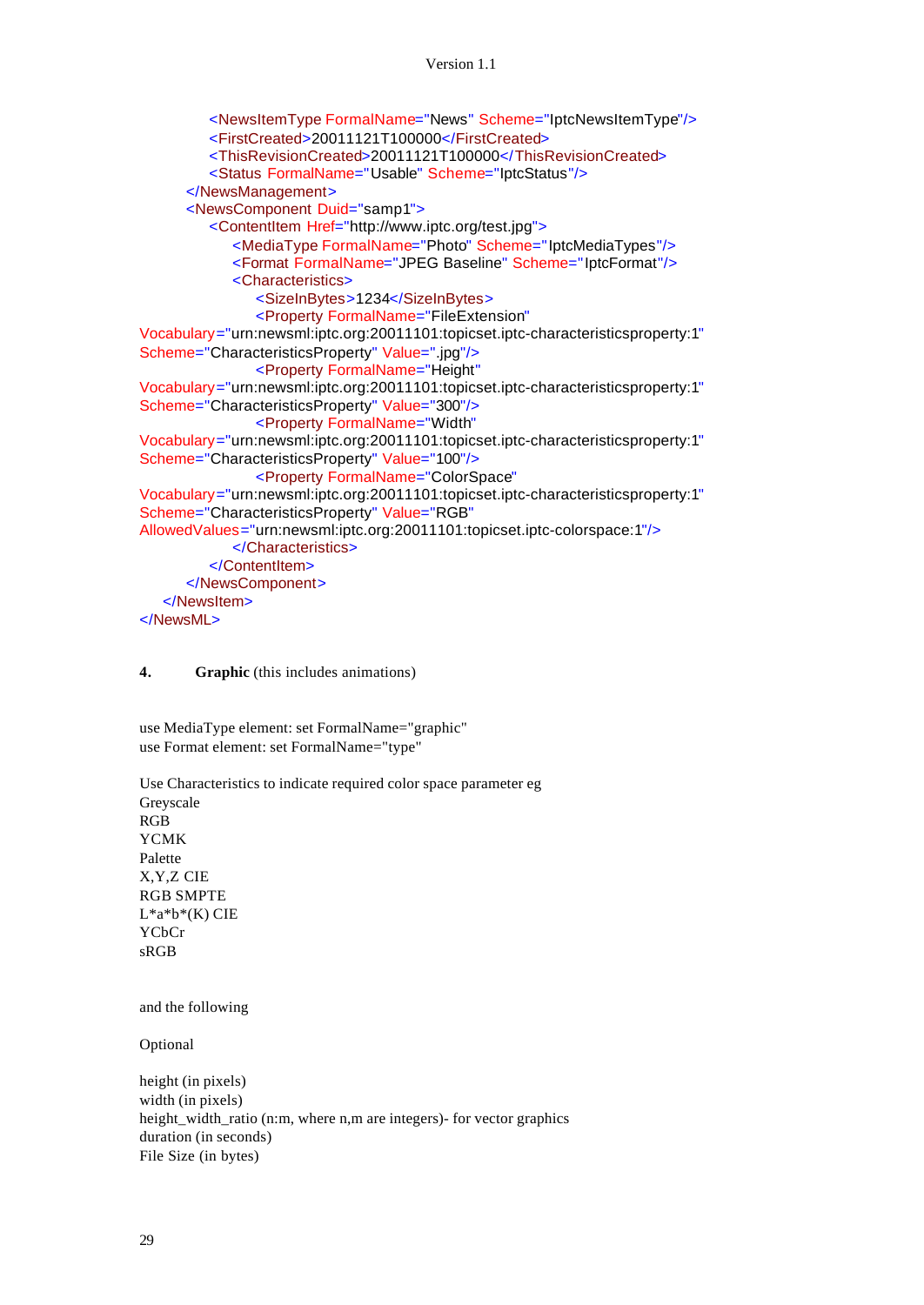```
            <NewsItemType FormalName="News" Scheme="IptcNewsItemType"/>
            <FirstCreated>20011121T100000</FirstCreated>
            <ThisRevisionCreated>20011121T100000</ThisRevisionCreated>
            <Status FormalName="Usable" Scheme="IptcStatus"/>
        </NewsManagement>
        <NewsComponent Duid="samp1">
            <ContentItem Href="http://www.iptc.org/test.jpg">
                <MediaType FormalName="Photo" Scheme="IptcMediaTypes"/>
                <Format FormalName="JPEG Baseline" Scheme="IptcFormat"/>
                <Characteristics>
                    <SizeInBytes>1234</SizeInBytes>
                    <Property FormalName="FileExtension"
Vocabulary="urn:newsml:iptc.org:20011101:topicset.iptc-characteristicsproperty:1"
Scheme="CharacteristicsProperty" Value=".jpg"/>
                    <Property FormalName="Height"
Vocabulary="urn:newsml:iptc.org:20011101:topicset.iptc-characteristicsproperty:1"
Scheme="CharacteristicsProperty" Value="300"/>
                    <Property FormalName="Width"
Vocabulary="urn:newsml:iptc.org:20011101:topicset.iptc-characteristicsproperty:1"
Scheme="CharacteristicsProperty" Value="100"/>
                    <Property FormalName="ColorSpace"
Vocabulary="urn:newsml:iptc.org:20011101:topicset.iptc-characteristicsproperty:1"
Scheme="CharacteristicsProperty" Value="RGB"
AllowedValues="urn:newsml:iptc.org:20011101:topicset.iptc-colorspace:1"/>
                </Characteristics>
            </ContentItem>
        </NewsComponent>
    </NewsItem>
</NewsML>
```

**4. Graphic** (this includes animations)

use MediaType element: set FormalName="graphic"
use Format element: set FormalName="type"

Use Characteristics to indicate required color space parameter eg
Greyscale
RGB
YCMK
Palette
X,Y,Z CIE
RGB SMPTE
L*a*b*(K) CIE
YCbCr
sRGB

and the following

Optional

height (in pixels)
width (in pixels)
height_width_ratio (n:m, where n,m are integers)- for vector graphics
duration (in seconds)
File Size (in bytes)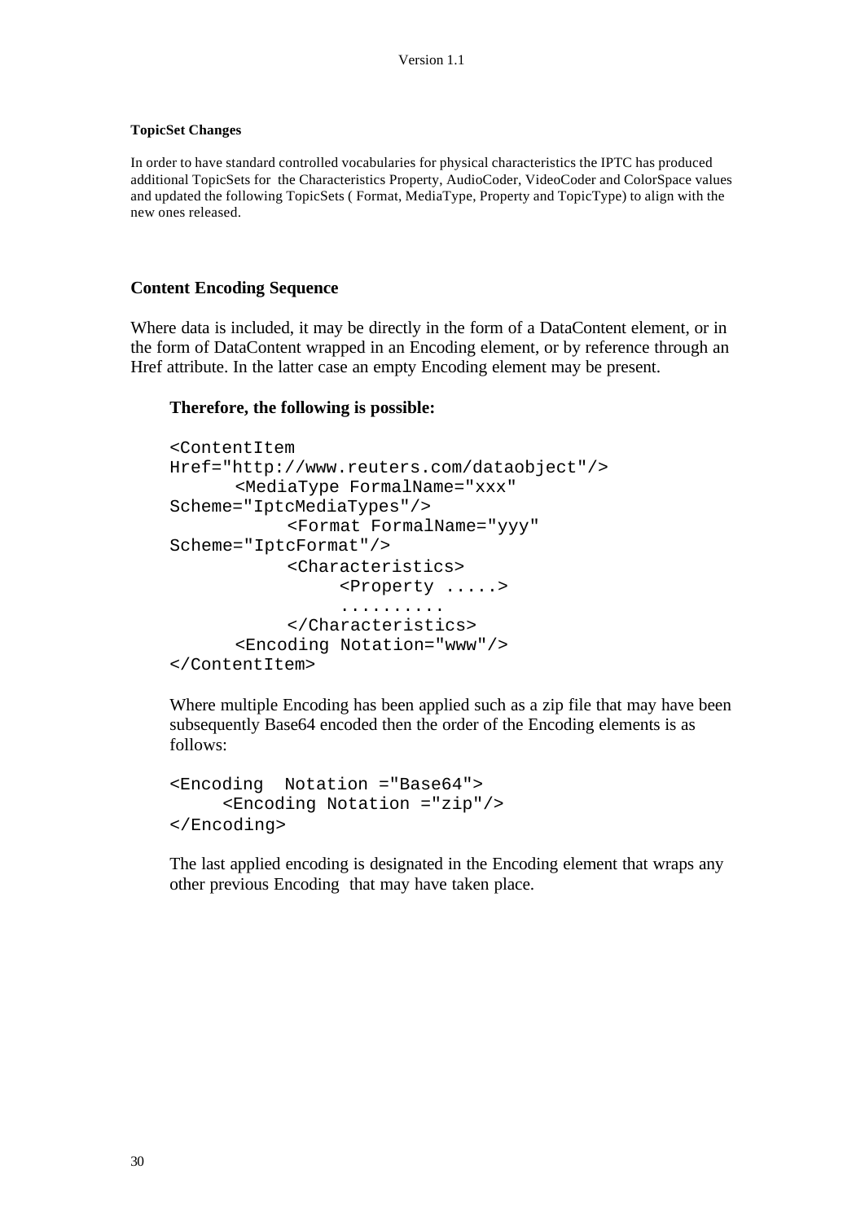#### TopicSet Changes

In order to have standard controlled vocabularies for physical characteristics the IPTC has produced additional TopicSets for the Characteristics Property, AudioCoder, VideoCoder and ColorSpace values and updated the following TopicSets ( Format, MediaType, Property and TopicType) to align with the new ones released.

### Content Encoding Sequence

Where data is included, it may be directly in the form of a DataContent element, or in the form of DataContent wrapped in an Encoding element, or by reference through an Href attribute. In the latter case an empty Encoding element may be present.

**Therefore, the following is possible:**

```
<ContentItem
Href="http://www.reuters.com/dataobject"/>
      <MediaType FormalName="xxx"
Scheme="IptcMediaTypes"/>
           <Format FormalName="yyy"
Scheme="IptcFormat"/>
           <Characteristics>
                <Property .....>
                ..........
           </Characteristics>
      <Encoding Notation="www"/>
</ContentItem>
```

Where multiple Encoding has been applied such as a zip file that may have been subsequently Base64 encoded then the order of the Encoding elements is as follows:

```
<Encoding  Notation ="Base64">
     <Encoding Notation ="zip"/>
</Encoding>
```

The last applied encoding is designated in the Encoding element that wraps any other previous Encoding that may have taken place.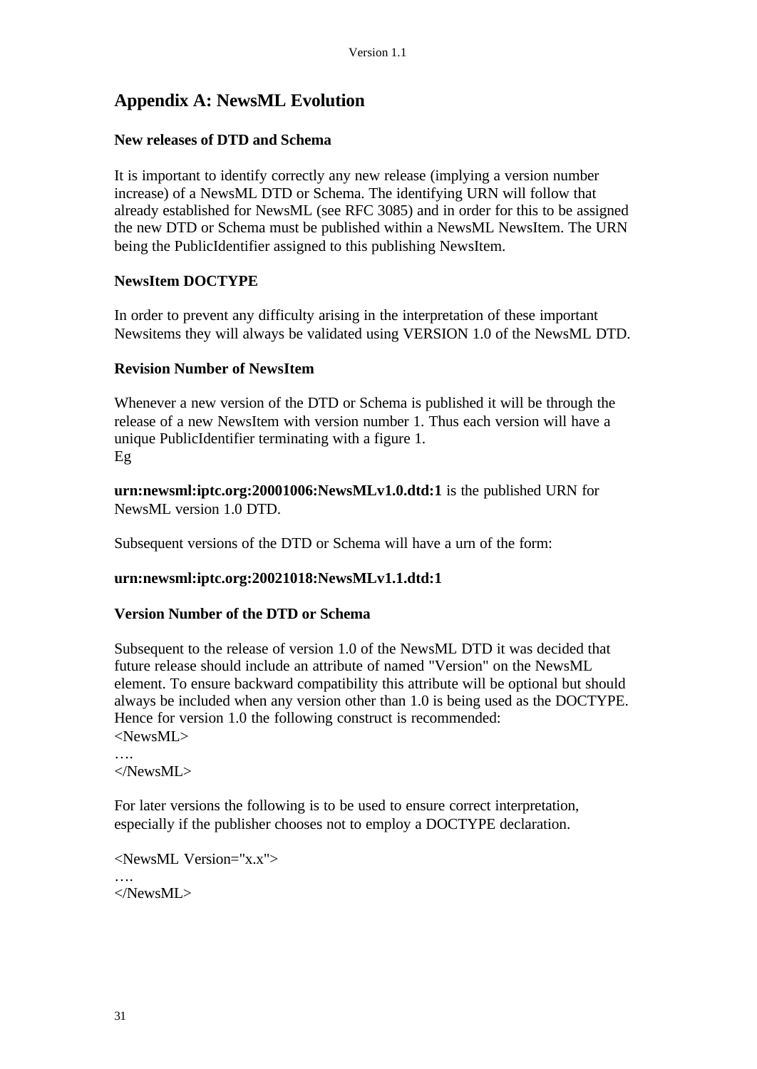# Appendix A: NewsML Evolution

**New releases of DTD and Schema**

It is important to identify correctly any new release (implying a version number increase) of a NewsML DTD or Schema. The identifying URN will follow that already established for NewsML (see RFC 3085) and in order for this to be assigned the new DTD or Schema must be published within a NewsML NewsItem. The URN being the PublicIdentifier assigned to this publishing NewsItem.

**NewsItem DOCTYPE**

In order to prevent any difficulty arising in the interpretation of these important Newsitems they will always be validated using VERSION 1.0 of the NewsML DTD.

**Revision Number of NewsItem**

Whenever a new version of the DTD or Schema is published it will be through the release of a new NewsItem with version number 1. Thus each version will have a unique PublicIdentifier terminating with a figure 1.
Eg

**urn:newsml:iptc.org:20001006:NewsMLv1.0.dtd:1** is the published URN for NewsML version 1.0 DTD.

Subsequent versions of the DTD or Schema will have a urn of the form:

**urn:newsml:iptc.org:20021018:NewsMLv1.1.dtd:1**

**Version Number of the DTD or Schema**

Subsequent to the release of version 1.0 of the NewsML DTD it was decided that future release should include an attribute of named "Version" on the NewsML element. To ensure backward compatibility this attribute will be optional but should always be included when any version other than 1.0 is being used as the DOCTYPE. Hence for version 1.0 the following construct is recommended:

```
<NewsML>
….
</NewsML>
```

For later versions the following is to be used to ensure correct interpretation, especially if the publisher chooses not to employ a DOCTYPE declaration.

```
<NewsML Version="x.x">
….
</NewsML>
```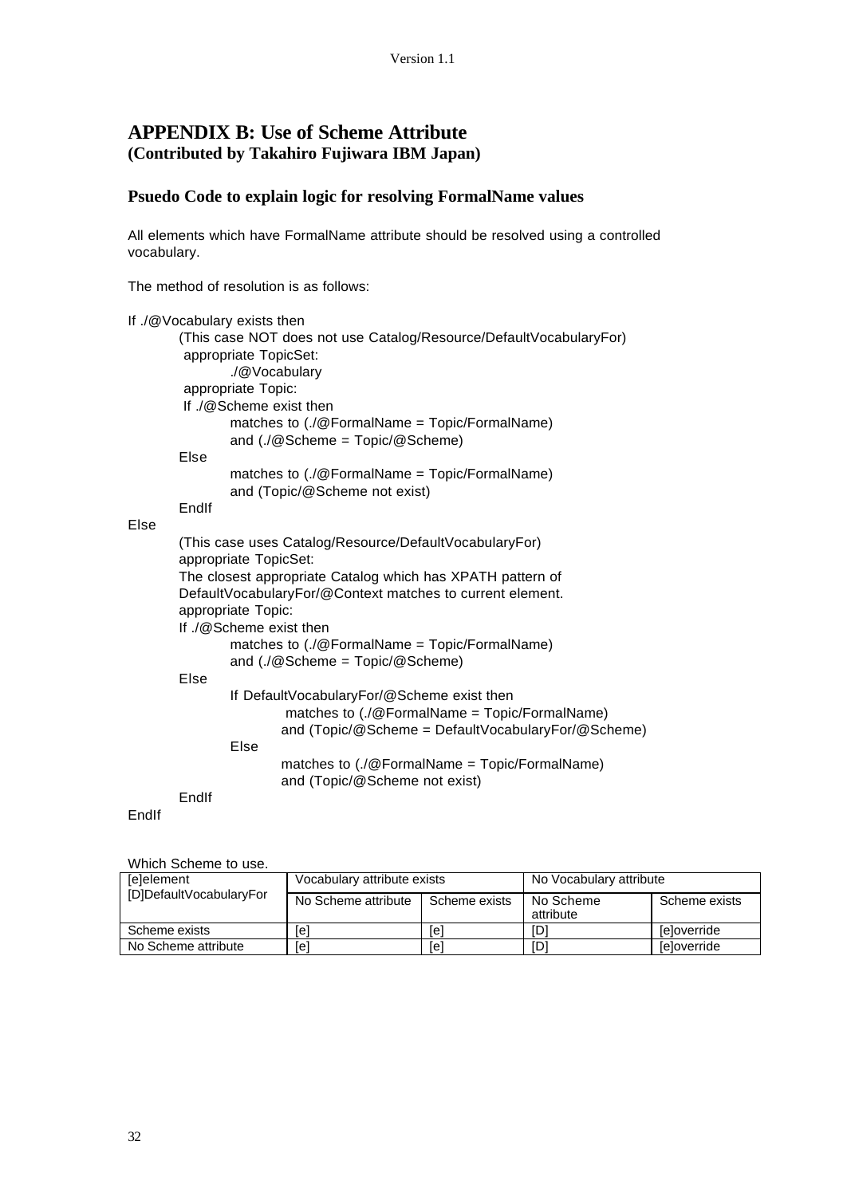# APPENDIX B: Use of Scheme Attribute
**(Contributed by Takahiro Fujiwara IBM Japan)**

### Psuedo Code to explain logic for resolving FormalName values

All elements which have FormalName attribute should be resolved using a controlled vocabulary.

The method of resolution is as follows:

```
If ./@Vocabulary exists then
        (This case NOT does not use Catalog/Resource/DefaultVocabularyFor)
         appropriate TopicSet:
                ./@Vocabulary
         appropriate Topic:
         If ./@Scheme exist then
                matches to (./@FormalName = Topic/FormalName)
                and (./@Scheme = Topic/@Scheme)
        Else
                matches to (./@FormalName = Topic/FormalName)
                and (Topic/@Scheme not exist)
        EndIf
Else
        (This case uses Catalog/Resource/DefaultVocabularyFor)
        appropriate TopicSet:
        The closest appropriate Catalog which has XPATH pattern of
        DefaultVocabularyFor/@Context matches to current element.
        appropriate Topic:
        If ./@Scheme exist then
                matches to (./@FormalName = Topic/FormalName)
                and (./@Scheme = Topic/@Scheme)
        Else
                If DefaultVocabularyFor/@Scheme exist then
                         matches to (./@FormalName = Topic/FormalName)
                        and (Topic/@Scheme = DefaultVocabularyFor/@Scheme)
                Else
                        matches to (./@FormalName = Topic/FormalName)
                        and (Topic/@Scheme not exist)
        EndIf
EndIf
```

Which Scheme to use.

| [e]element<br>[D]DefaultVocabularyFor | Vocabulary attribute exists | | No Vocabulary attribute | |
|---|---|---|---|---|
| | No Scheme attribute | Scheme exists | No Scheme attribute | Scheme exists |
| Scheme exists | [e] | [e] | [D] | [e]override |
| No Scheme attribute | [e] | [e] | [D] | [e]override |